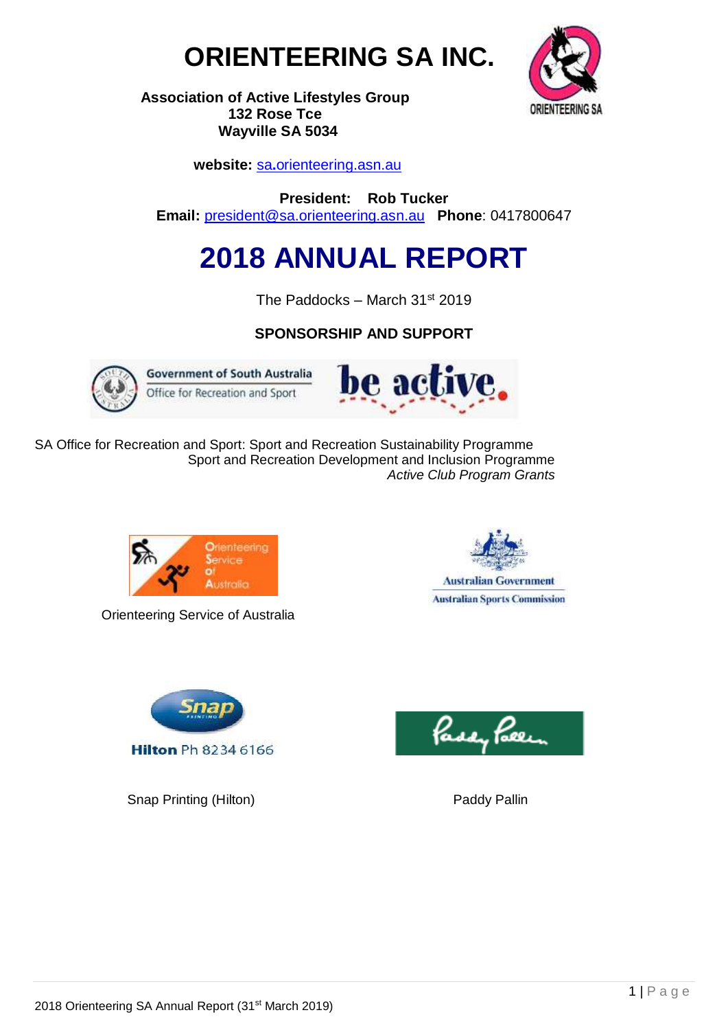# ORIENTEERING SA INC.

**Association of Active Lifestyles Group**
**132 Rose Tce**
**Wayville SA 5034**

**website:** sa.orienteering.asn.au

**President: Rob Tucker**
**Email:** president@sa.orienteering.asn.au **Phone**: 0417800647

# 2018 ANNUAL REPORT

The Paddocks – March 31st 2019

## SPONSORSHIP AND SUPPORT

SA Office for Recreation and Sport: Sport and Recreation Sustainability Programme
Sport and Recreation Development and Inclusion Programme
*Active Club Program Grants*

Orienteering Service of Australia

Snap Printing (Hilton)

Paddy Pallin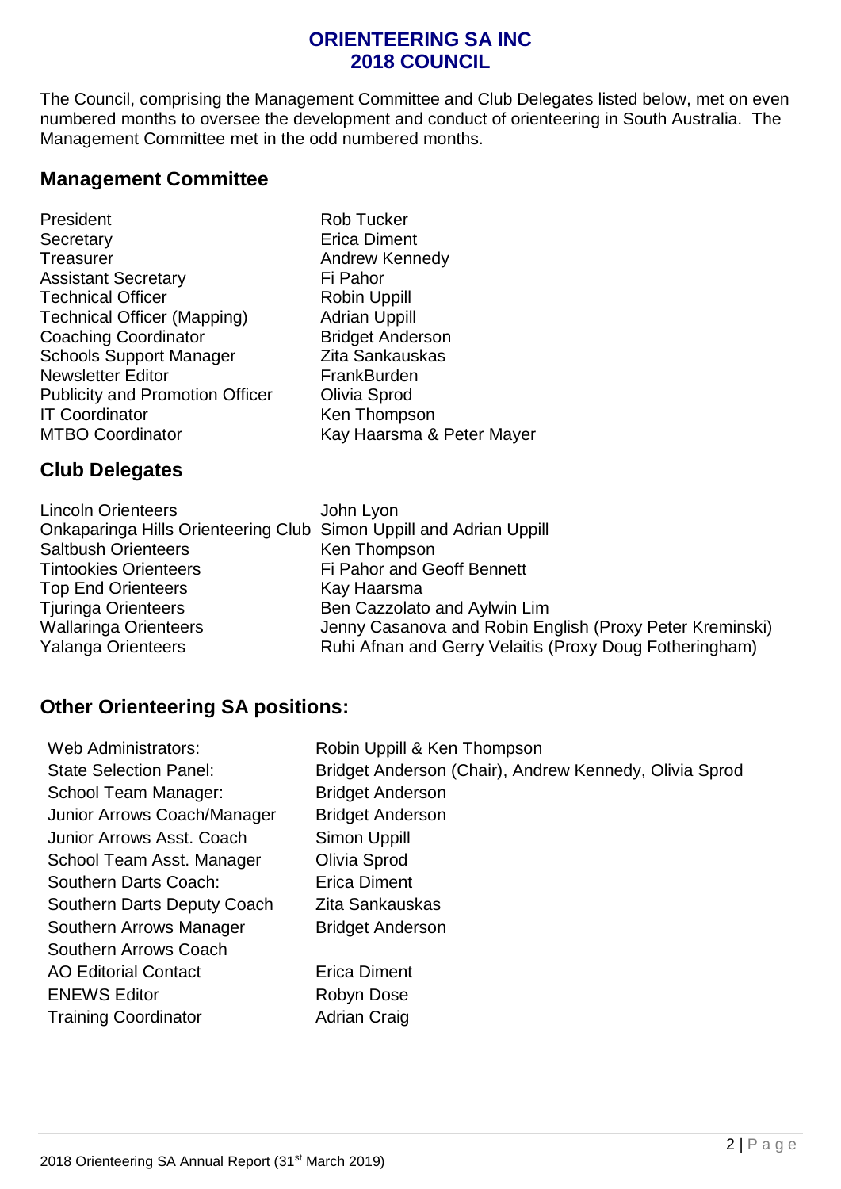# ORIENTEERING SA INC
# 2018 COUNCIL

The Council, comprising the Management Committee and Club Delegates listed below, met on even numbered months to oversee the development and conduct of orienteering in South Australia. The Management Committee met in the odd numbered months.

## Management Committee

| | |
|---|---|
| President | Rob Tucker |
| Secretary | Erica Diment |
| Treasurer | Andrew Kennedy |
| Assistant Secretary | Fi Pahor |
| Technical Officer | Robin Uppill |
| Technical Officer (Mapping) | Adrian Uppill |
| Coaching Coordinator | Bridget Anderson |
| Schools Support Manager | Zita Sankauskas |
| Newsletter Editor | FrankBurden |
| Publicity and Promotion Officer | Olivia Sprod |
| IT Coordinator | Ken Thompson |
| MTBO Coordinator | Kay Haarsma & Peter Mayer |

## Club Delegates

| | |
|---|---|
| Lincoln Orienteers | John Lyon |
| Onkaparinga Hills Orienteering Club | Simon Uppill and Adrian Uppill |
| Saltbush Orienteers | Ken Thompson |
| Tintookies Orienteers | Fi Pahor and Geoff Bennett |
| Top End Orienteers | Kay Haarsma |
| Tjuringa Orienteers | Ben Cazzolato and Aylwin Lim |
| Wallaringa Orienteers | Jenny Casanova and Robin English (Proxy Peter Kreminski) |
| Yalanga Orienteers | Ruhi Afnan and Gerry Velaitis (Proxy Doug Fotheringham) |

## Other Orienteering SA positions:

| | |
|---|---|
| Web Administrators: | Robin Uppill & Ken Thompson |
| State Selection Panel: | Bridget Anderson (Chair), Andrew Kennedy, Olivia Sprod |
| School Team Manager: | Bridget Anderson |
| Junior Arrows Coach/Manager | Bridget Anderson |
| Junior Arrows Asst. Coach | Simon Uppill |
| School Team Asst. Manager | Olivia Sprod |
| Southern Darts Coach: | Erica Diment |
| Southern Darts Deputy Coach | Zita Sankauskas |
| Southern Arrows Manager | Bridget Anderson |
| Southern Arrows Coach | |
| AO Editorial Contact | Erica Diment |
| ENEWS Editor | Robyn Dose |
| Training Coordinator | Adrian Craig |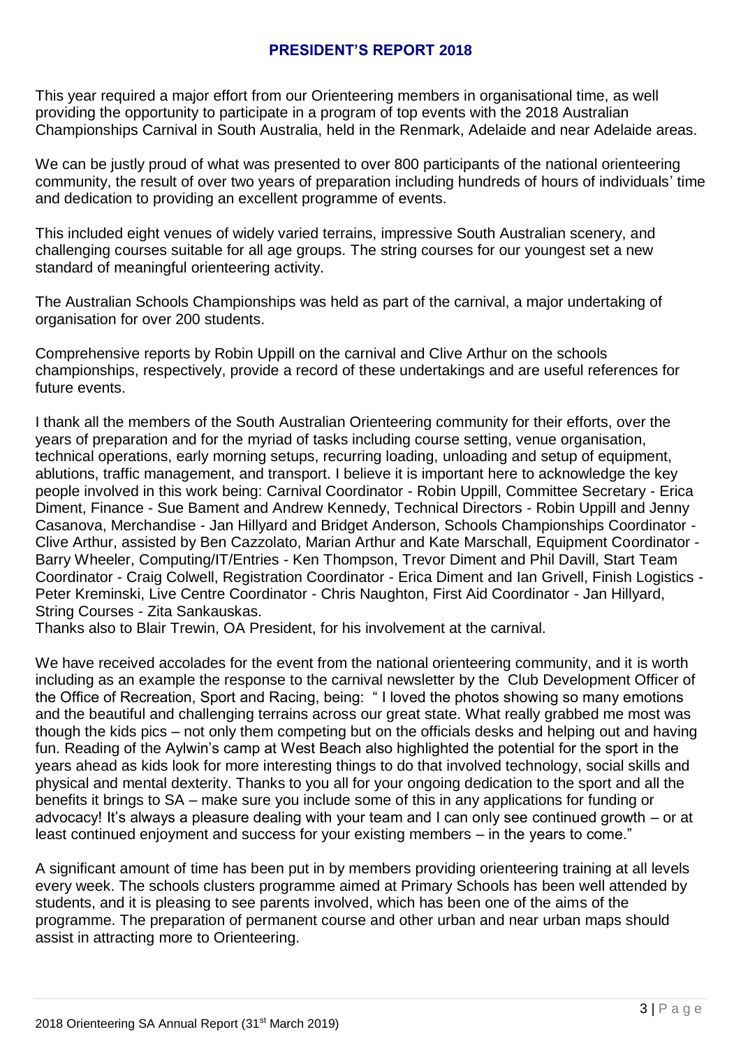## PRESIDENT'S REPORT 2018

This year required a major effort from our Orienteering members in organisational time, as well providing the opportunity to participate in a program of top events with the 2018 Australian Championships Carnival in South Australia, held in the Renmark, Adelaide and near Adelaide areas.

We can be justly proud of what was presented to over 800 participants of the national orienteering community, the result of over two years of preparation including hundreds of hours of individuals' time and dedication to providing an excellent programme of events.

This included eight venues of widely varied terrains, impressive South Australian scenery, and challenging courses suitable for all age groups. The string courses for our youngest set a new standard of meaningful orienteering activity.

The Australian Schools Championships was held as part of the carnival, a major undertaking of organisation for over 200 students.

Comprehensive reports by Robin Uppill on the carnival and Clive Arthur on the schools championships, respectively, provide a record of these undertakings and are useful references for future events.

I thank all the members of the South Australian Orienteering community for their efforts, over the years of preparation and for the myriad of tasks including course setting, venue organisation, technical operations, early morning setups, recurring loading, unloading and setup of equipment, ablutions, traffic management, and transport. I believe it is important here to acknowledge the key people involved in this work being: Carnival Coordinator - Robin Uppill, Committee Secretary - Erica Diment, Finance - Sue Bament and Andrew Kennedy, Technical Directors - Robin Uppill and Jenny Casanova, Merchandise - Jan Hillyard and Bridget Anderson, Schools Championships Coordinator - Clive Arthur, assisted by Ben Cazzolato, Marian Arthur and Kate Marschall, Equipment Coordinator - Barry Wheeler, Computing/IT/Entries - Ken Thompson, Trevor Diment and Phil Davill, Start Team Coordinator - Craig Colwell, Registration Coordinator - Erica Diment and Ian Grivell, Finish Logistics - Peter Kreminski, Live Centre Coordinator - Chris Naughton, First Aid Coordinator - Jan Hillyard, String Courses - Zita Sankauskas.
Thanks also to Blair Trewin, OA President, for his involvement at the carnival.

We have received accolades for the event from the national orienteering community, and it is worth including as an example the response to the carnival newsletter by the Club Development Officer of the Office of Recreation, Sport and Racing, being: " I loved the photos showing so many emotions and the beautiful and challenging terrains across our great state. What really grabbed me most was though the kids pics – not only them competing but on the officials desks and helping out and having fun. Reading of the Aylwin's camp at West Beach also highlighted the potential for the sport in the years ahead as kids look for more interesting things to do that involved technology, social skills and physical and mental dexterity. Thanks to you all for your ongoing dedication to the sport and all the benefits it brings to SA – make sure you include some of this in any applications for funding or advocacy! It's always a pleasure dealing with your team and I can only see continued growth – or at least continued enjoyment and success for your existing members – in the years to come."

A significant amount of time has been put in by members providing orienteering training at all levels every week. The schools clusters programme aimed at Primary Schools has been well attended by students, and it is pleasing to see parents involved, which has been one of the aims of the programme. The preparation of permanent course and other urban and near urban maps should assist in attracting more to Orienteering.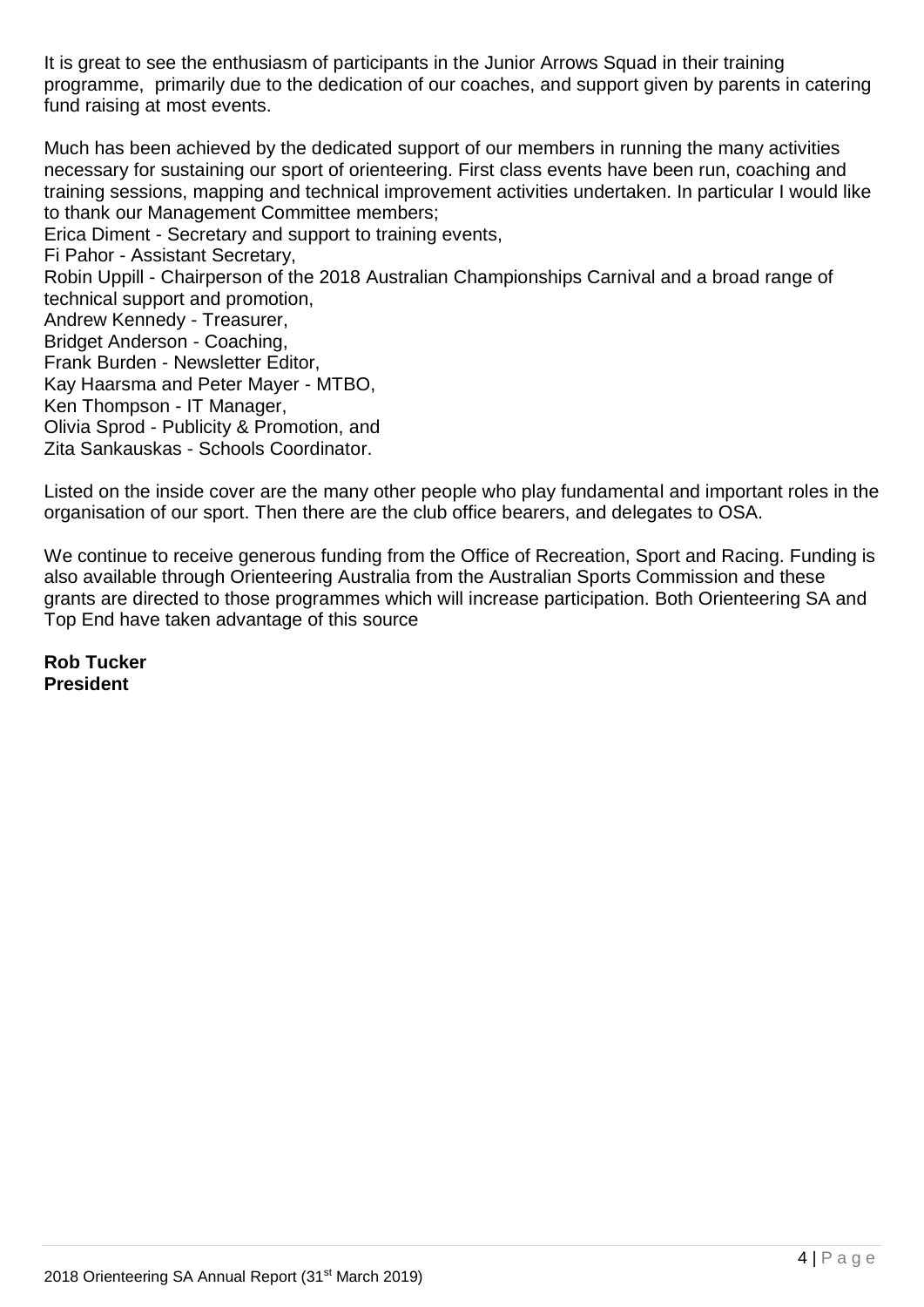It is great to see the enthusiasm of participants in the Junior Arrows Squad in their training programme, primarily due to the dedication of our coaches, and support given by parents in catering fund raising at most events.

Much has been achieved by the dedicated support of our members in running the many activities necessary for sustaining our sport of orienteering. First class events have been run, coaching and training sessions, mapping and technical improvement activities undertaken. In particular I would like to thank our Management Committee members;

Erica Diment - Secretary and support to training events,
Fi Pahor - Assistant Secretary,
Robin Uppill - Chairperson of the 2018 Australian Championships Carnival and a broad range of technical support and promotion,
Andrew Kennedy - Treasurer,
Bridget Anderson - Coaching,
Frank Burden - Newsletter Editor,
Kay Haarsma and Peter Mayer - MTBO,
Ken Thompson - IT Manager,
Olivia Sprod - Publicity & Promotion, and
Zita Sankauskas - Schools Coordinator.

Listed on the inside cover are the many other people who play fundamental and important roles in the organisation of our sport. Then there are the club office bearers, and delegates to OSA.

We continue to receive generous funding from the Office of Recreation, Sport and Racing. Funding is also available through Orienteering Australia from the Australian Sports Commission and these grants are directed to those programmes which will increase participation. Both Orienteering SA and Top End have taken advantage of this source

**Rob Tucker**
**President**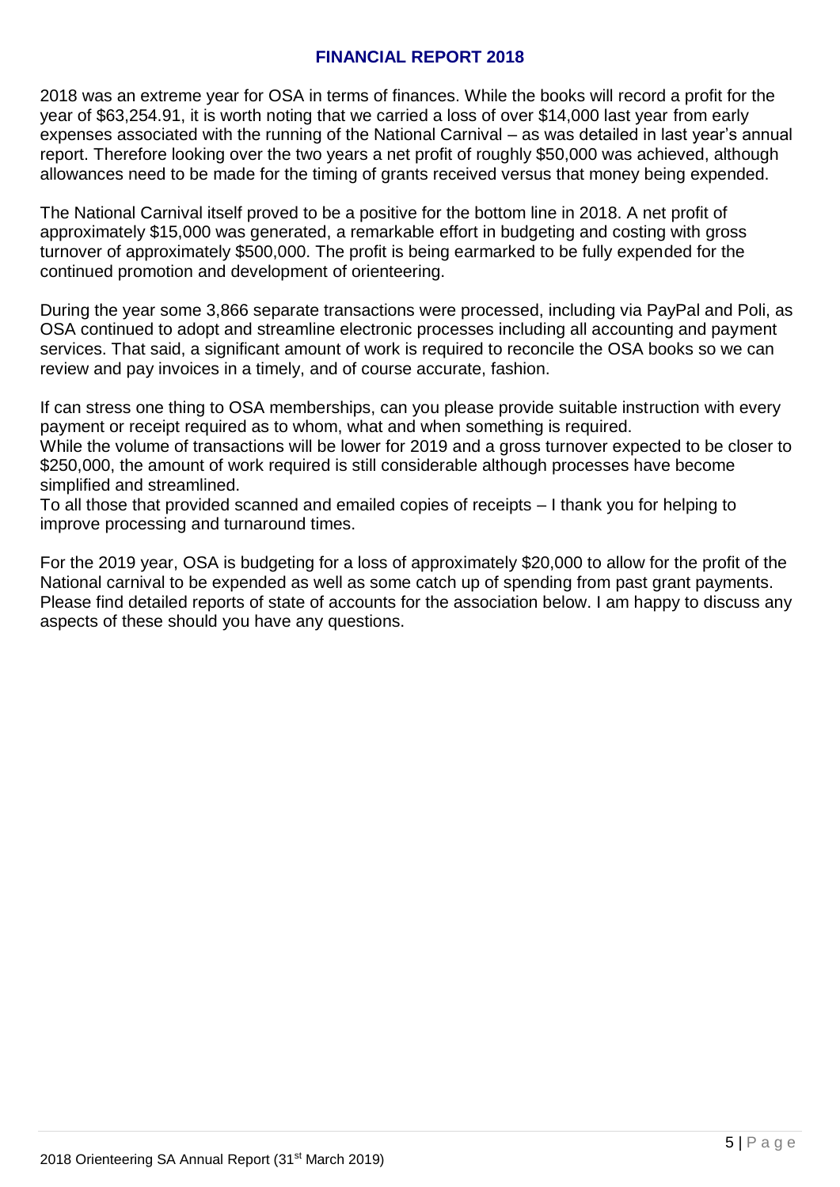## FINANCIAL REPORT 2018

2018 was an extreme year for OSA in terms of finances. While the books will record a profit for the year of $63,254.91, it is worth noting that we carried a loss of over $14,000 last year from early expenses associated with the running of the National Carnival – as was detailed in last year's annual report. Therefore looking over the two years a net profit of roughly $50,000 was achieved, although allowances need to be made for the timing of grants received versus that money being expended.

The National Carnival itself proved to be a positive for the bottom line in 2018. A net profit of approximately $15,000 was generated, a remarkable effort in budgeting and costing with gross turnover of approximately $500,000. The profit is being earmarked to be fully expended for the continued promotion and development of orienteering.

During the year some 3,866 separate transactions were processed, including via PayPal and Poli, as OSA continued to adopt and streamline electronic processes including all accounting and payment services. That said, a significant amount of work is required to reconcile the OSA books so we can review and pay invoices in a timely, and of course accurate, fashion.

If can stress one thing to OSA memberships, can you please provide suitable instruction with every payment or receipt required as to whom, what and when something is required.
While the volume of transactions will be lower for 2019 and a gross turnover expected to be closer to $250,000, the amount of work required is still considerable although processes have become simplified and streamlined.
To all those that provided scanned and emailed copies of receipts – I thank you for helping to improve processing and turnaround times.

For the 2019 year, OSA is budgeting for a loss of approximately $20,000 to allow for the profit of the National carnival to be expended as well as some catch up of spending from past grant payments. Please find detailed reports of state of accounts for the association below. I am happy to discuss any aspects of these should you have any questions.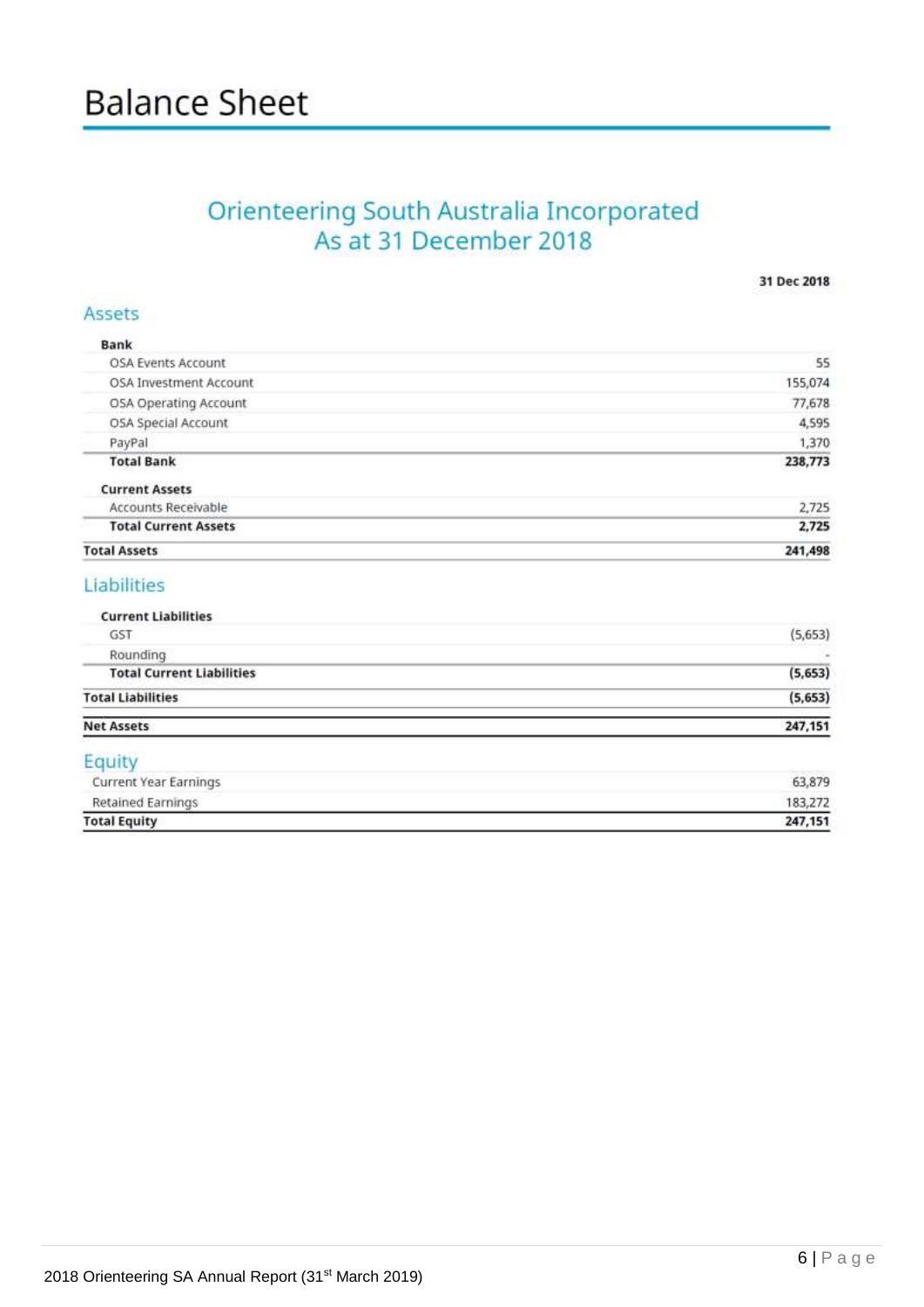# Balance Sheet

## Orienteering South Australia Incorporated
## As at 31 December 2018

| | 31 Dec 2018 |
|---|---|
| **Assets** | |
| **Bank** | |
| OSA Events Account | 55 |
| OSA Investment Account | 155,074 |
| OSA Operating Account | 77,678 |
| OSA Special Account | 4,595 |
| PayPal | 1,370 |
| **Total Bank** | **238,773** |
| **Current Assets** | |
| Accounts Receivable | 2,725 |
| **Total Current Assets** | **2,725** |
| **Total Assets** | **241,498** |
| **Liabilities** | |
| **Current Liabilities** | |
| GST | (5,653) |
| Rounding | - |
| **Total Current Liabilities** | **(5,653)** |
| **Total Liabilities** | **(5,653)** |
| **Net Assets** | **247,151** |
| **Equity** | |
| Current Year Earnings | 63,879 |
| Retained Earnings | 183,272 |
| **Total Equity** | **247,151** |

2018 Orienteering SA Annual Report (31st March 2019)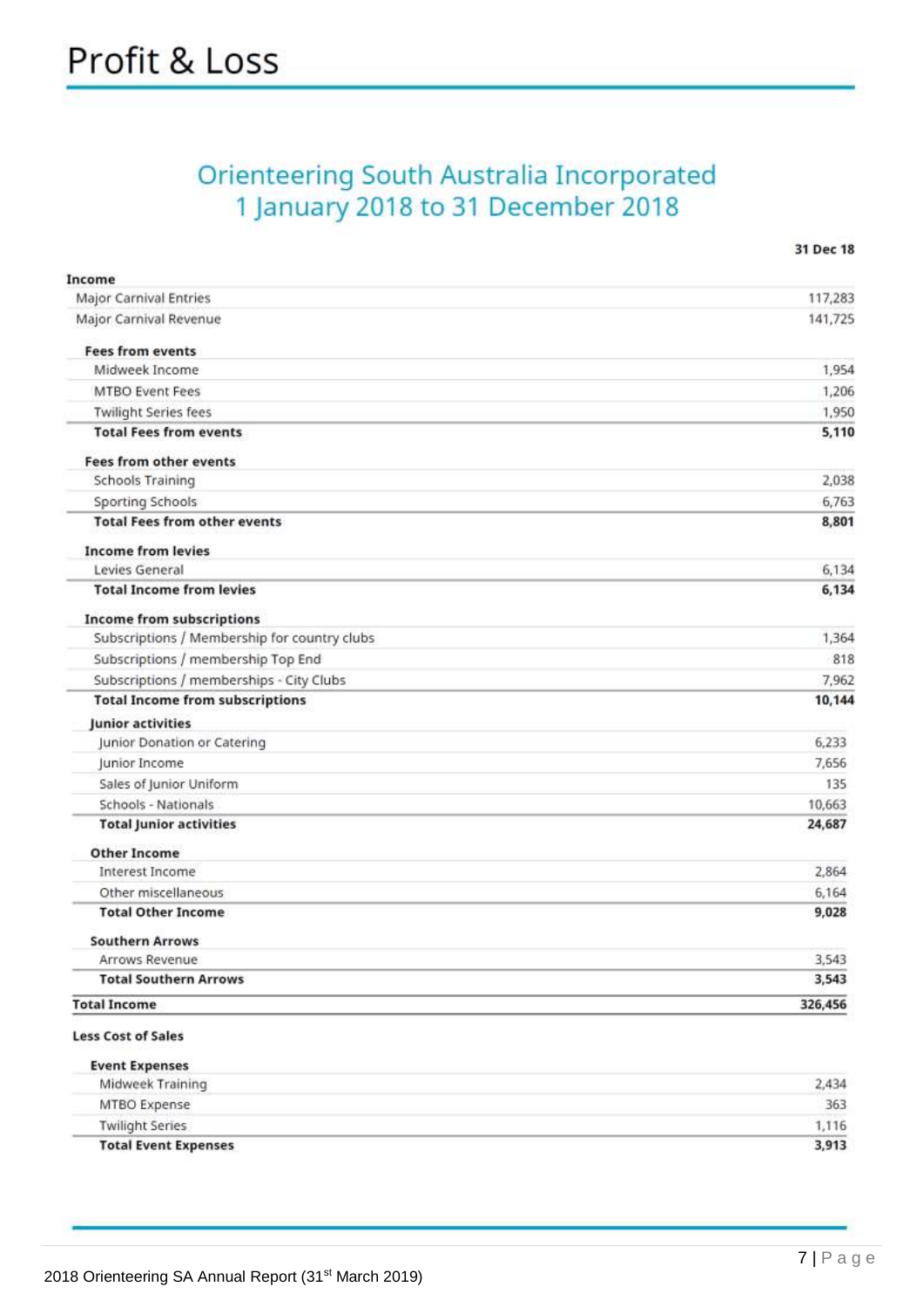# Profit & Loss

## Orienteering South Australia Incorporated
## 1 January 2018 to 31 December 2018

| | 31 Dec 18 |
|---|---|
| **Income** | |
| Major Carnival Entries | 117,283 |
| Major Carnival Revenue | 141,725 |
| **Fees from events** | |
| Midweek Income | 1,954 |
| MTBO Event Fees | 1,206 |
| Twilight Series fees | 1,950 |
| **Total Fees from events** | **5,110** |
| **Fees from other events** | |
| Schools Training | 2,038 |
| Sporting Schools | 6,763 |
| **Total Fees from other events** | **8,801** |
| **Income from levies** | |
| Levies General | 6,134 |
| **Total Income from levies** | **6,134** |
| **Income from subscriptions** | |
| Subscriptions / Membership for country clubs | 1,364 |
| Subscriptions / membership Top End | 818 |
| Subscriptions / memberships - City Clubs | 7,962 |
| **Total Income from subscriptions** | **10,144** |
| **Junior activities** | |
| Junior Donation or Catering | 6,233 |
| Junior Income | 7,656 |
| Sales of Junior Uniform | 135 |
| Schools - Nationals | 10,663 |
| **Total Junior activities** | **24,687** |
| **Other Income** | |
| Interest Income | 2,864 |
| Other miscellaneous | 6,164 |
| **Total Other Income** | **9,028** |
| **Southern Arrows** | |
| Arrows Revenue | 3,543 |
| **Total Southern Arrows** | **3,543** |
| **Total Income** | **326,456** |
| **Less Cost of Sales** | |
| **Event Expenses** | |
| Midweek Training | 2,434 |
| MTBO Expense | 363 |
| Twilight Series | 1,116 |
| **Total Event Expenses** | **3,913** |

2018 Orienteering SA Annual Report (31st March 2019)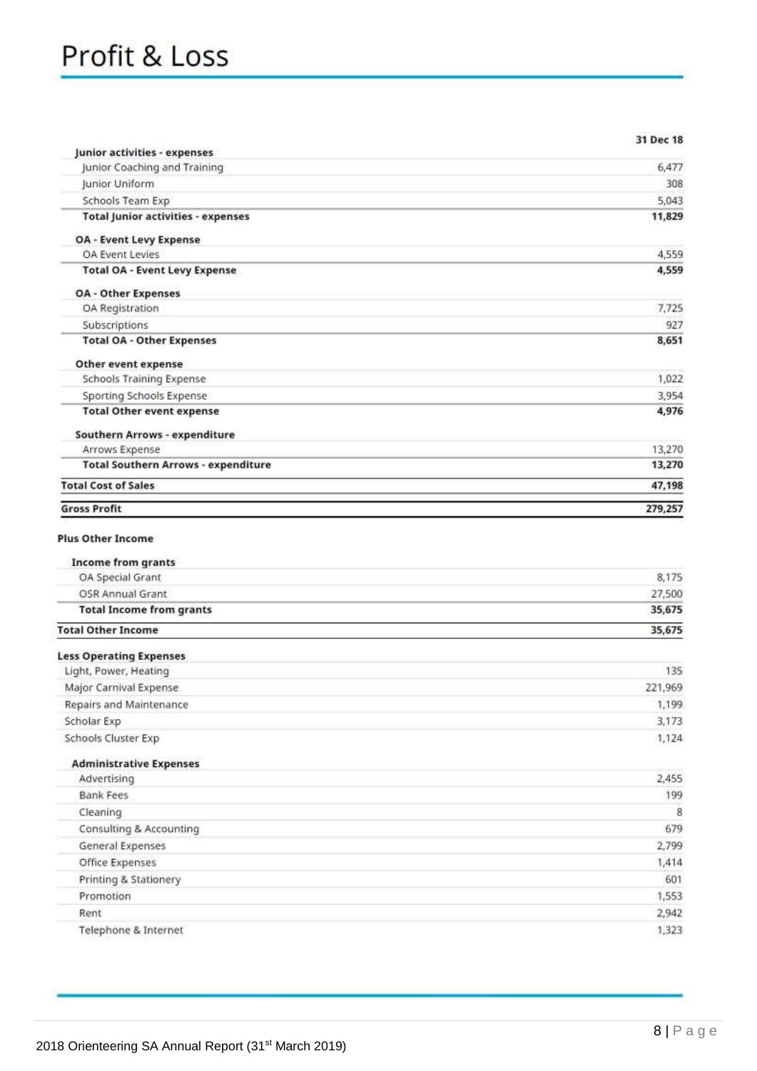# Profit & Loss

| | 31 Dec 18 |
|---|---|
| **Junior activities - expenses** | |
| Junior Coaching and Training | 6,477 |
| Junior Uniform | 308 |
| Schools Team Exp | 5,043 |
| **Total Junior activities - expenses** | **11,829** |
| **OA - Event Levy Expense** | |
| OA Event Levies | 4,559 |
| **Total OA - Event Levy Expense** | **4,559** |
| **OA - Other Expenses** | |
| OA Registration | 7,725 |
| Subscriptions | 927 |
| **Total OA - Other Expenses** | **8,651** |
| **Other event expense** | |
| Schools Training Expense | 1,022 |
| Sporting Schools Expense | 3,954 |
| **Total Other event expense** | **4,976** |
| **Southern Arrows - expenditure** | |
| Arrows Expense | 13,270 |
| **Total Southern Arrows - expenditure** | **13,270** |
| **Total Cost of Sales** | **47,198** |
| **Gross Profit** | **279,257** |
| **Plus Other Income** | |
| **Income from grants** | |
| OA Special Grant | 8,175 |
| OSR Annual Grant | 27,500 |
| **Total Income from grants** | **35,675** |
| **Total Other Income** | **35,675** |
| **Less Operating Expenses** | |
| Light, Power, Heating | 135 |
| Major Carnival Expense | 221,969 |
| Repairs and Maintenance | 1,199 |
| Scholar Exp | 3,173 |
| Schools Cluster Exp | 1,124 |
| **Administrative Expenses** | |
| Advertising | 2,455 |
| Bank Fees | 199 |
| Cleaning | 8 |
| Consulting & Accounting | 679 |
| General Expenses | 2,799 |
| Office Expenses | 1,414 |
| Printing & Stationery | 601 |
| Promotion | 1,553 |
| Rent | 2,942 |
| Telephone & Internet | 1,323 |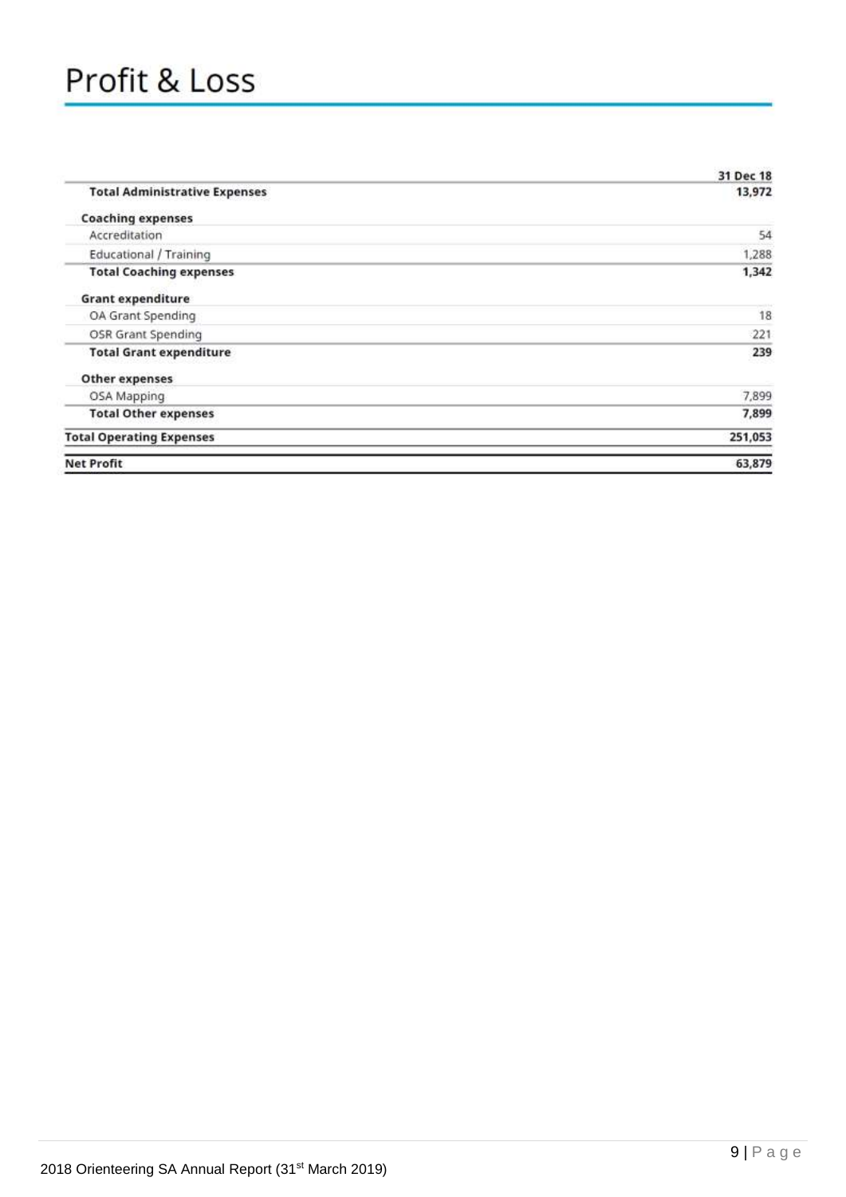# Profit & Loss

| | 31 Dec 18 |
|---|---|
| **Total Administrative Expenses** | **13,972** |
| **Coaching expenses** | |
| Accreditation | 54 |
| Educational / Training | 1,288 |
| **Total Coaching expenses** | **1,342** |
| **Grant expenditure** | |
| OA Grant Spending | 18 |
| OSR Grant Spending | 221 |
| **Total Grant expenditure** | **239** |
| **Other expenses** | |
| OSA Mapping | 7,899 |
| **Total Other expenses** | **7,899** |
| **Total Operating Expenses** | **251,053** |
| **Net Profit** | **63,879** |

2018 Orienteering SA Annual Report (31st March 2019)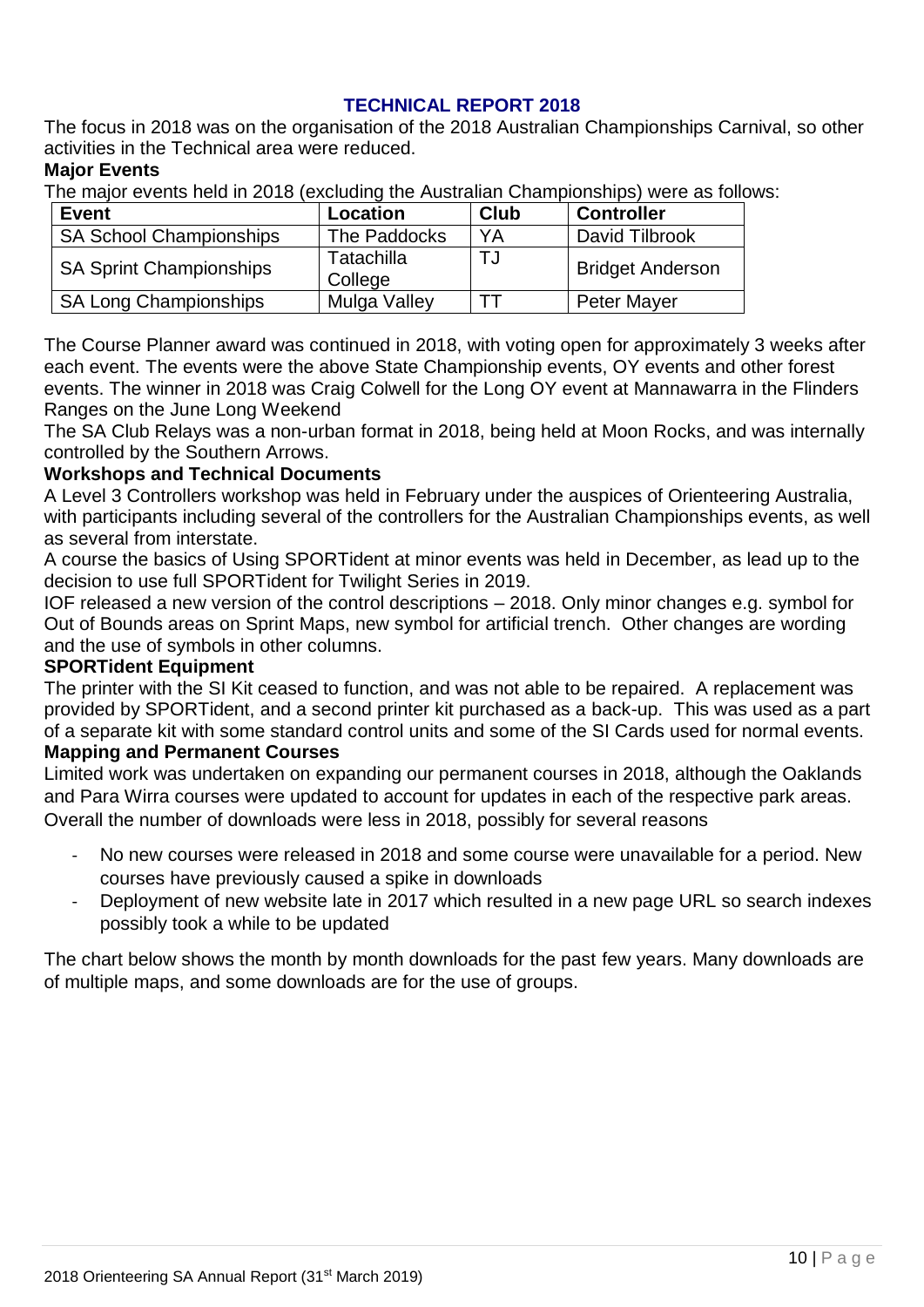## TECHNICAL REPORT 2018

The focus in 2018 was on the organisation of the 2018 Australian Championships Carnival, so other activities in the Technical area were reduced.

### Major Events

The major events held in 2018 (excluding the Australian Championships) were as follows:

| Event | Location | Club | Controller |
|---|---|---|---|
| SA School Championships | The Paddocks | YA | David Tilbrook |
| SA Sprint Championships | Tatachilla College | TJ | Bridget Anderson |
| SA Long Championships | Mulga Valley | TT | Peter Mayer |

The Course Planner award was continued in 2018, with voting open for approximately 3 weeks after each event. The events were the above State Championship events, OY events and other forest events. The winner in 2018 was Craig Colwell for the Long OY event at Mannawarra in the Flinders Ranges on the June Long Weekend

The SA Club Relays was a non-urban format in 2018, being held at Moon Rocks, and was internally controlled by the Southern Arrows.

### Workshops and Technical Documents

A Level 3 Controllers workshop was held in February under the auspices of Orienteering Australia, with participants including several of the controllers for the Australian Championships events, as well as several from interstate.

A course the basics of Using SPORTident at minor events was held in December, as lead up to the decision to use full SPORTident for Twilight Series in 2019.

IOF released a new version of the control descriptions – 2018. Only minor changes e.g. symbol for Out of Bounds areas on Sprint Maps, new symbol for artificial trench. Other changes are wording and the use of symbols in other columns.

### SPORTident Equipment

The printer with the SI Kit ceased to function, and was not able to be repaired. A replacement was provided by SPORTident, and a second printer kit purchased as a back-up. This was used as a part of a separate kit with some standard control units and some of the SI Cards used for normal events.

### Mapping and Permanent Courses

Limited work was undertaken on expanding our permanent courses in 2018, although the Oaklands and Para Wirra courses were updated to account for updates in each of the respective park areas.

Overall the number of downloads were less in 2018, possibly for several reasons

- No new courses were released in 2018 and some course were unavailable for a period. New courses have previously caused a spike in downloads
- Deployment of new website late in 2017 which resulted in a new page URL so search indexes possibly took a while to be updated

The chart below shows the month by month downloads for the past few years. Many downloads are of multiple maps, and some downloads are for the use of groups.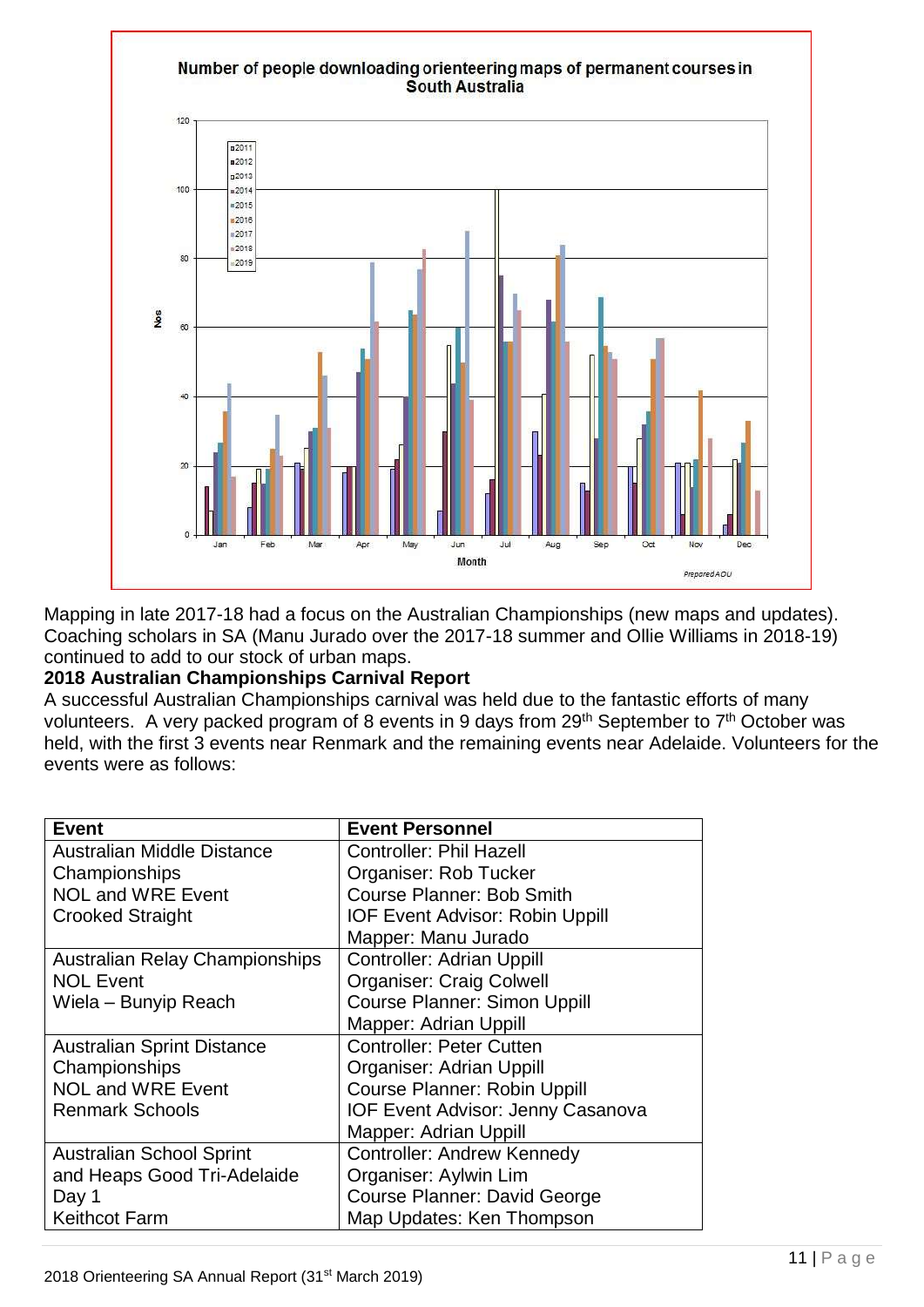Number of people downloading orienteering maps of permanent courses in South Australia

Mapping in late 2017-18 had a focus on the Australian Championships (new maps and updates). Coaching scholars in SA (Manu Jurado over the 2017-18 summer and Ollie Williams in 2018-19) continued to add to our stock of urban maps.

**2018 Australian Championships Carnival Report**

A successful Australian Championships carnival was held due to the fantastic efforts of many volunteers. A very packed program of 8 events in 9 days from 29th September to 7th October was held, with the first 3 events near Renmark and the remaining events near Adelaide. Volunteers for the events were as follows:

| Event | Event Personnel |
|---|---|
| Australian Middle Distance Championships<br>NOL and WRE Event<br>Crooked Straight | Controller: Phil Hazell<br>Organiser: Rob Tucker<br>Course Planner: Bob Smith<br>IOF Event Advisor: Robin Uppill<br>Mapper: Manu Jurado |
| Australian Relay Championships<br>NOL Event<br>Wiela – Bunyip Reach | Controller: Adrian Uppill<br>Organiser: Craig Colwell<br>Course Planner: Simon Uppill<br>Mapper: Adrian Uppill |
| Australian Sprint Distance Championships<br>NOL and WRE Event<br>Renmark Schools | Controller: Peter Cutten<br>Organiser: Adrian Uppill<br>Course Planner: Robin Uppill<br>IOF Event Advisor: Jenny Casanova<br>Mapper: Adrian Uppill |
| Australian School Sprint and Heaps Good Tri-Adelaide Day 1<br>Keithcot Farm | Controller: Andrew Kennedy<br>Organiser: Aylwin Lim<br>Course Planner: David George<br>Map Updates: Ken Thompson |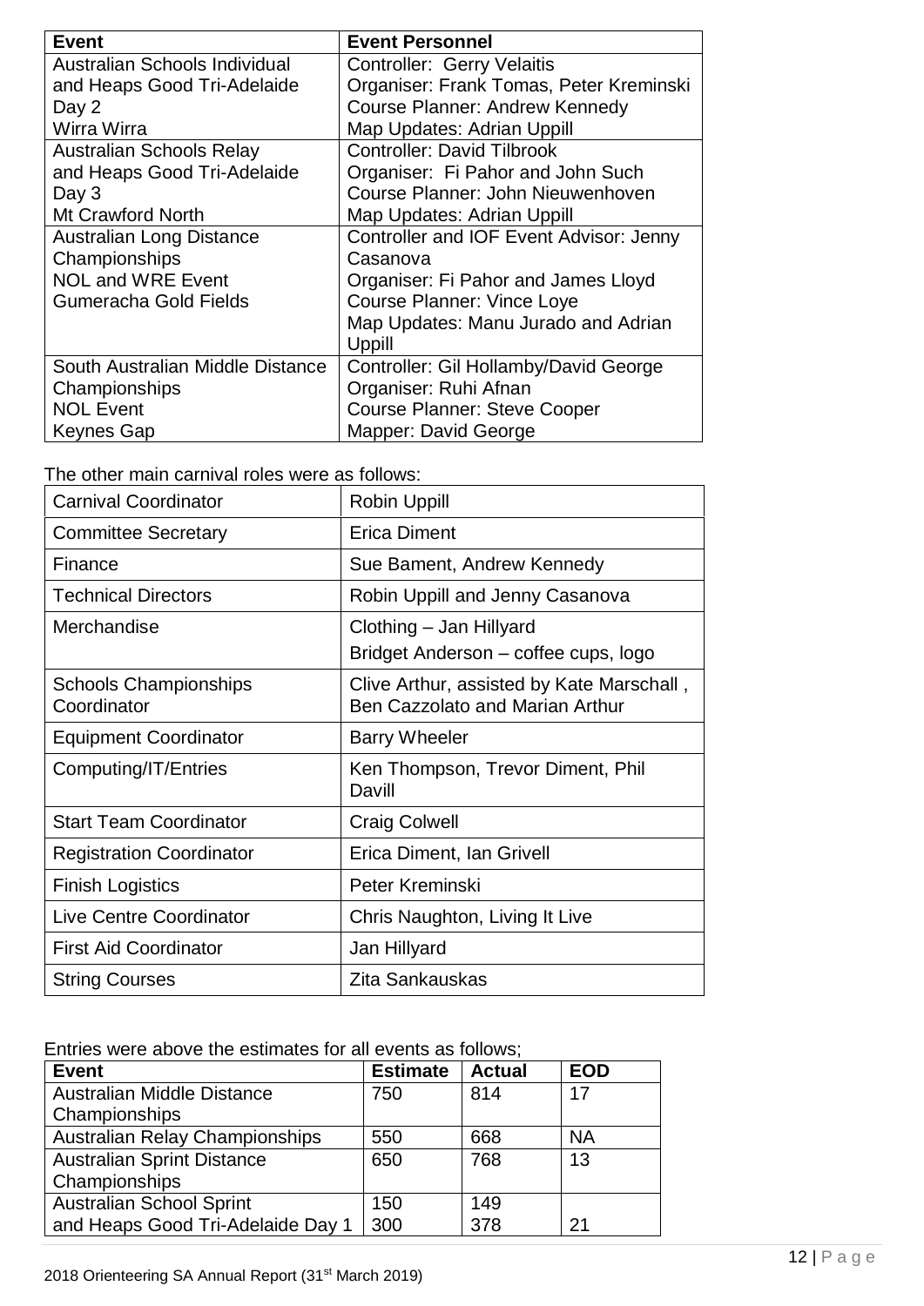| Event | Event Personnel |
|---|---|
| Australian Schools Individual and Heaps Good Tri-Adelaide Day 2 Wirra Wirra | Controller: Gerry Velaitis<br>Organiser: Frank Tomas, Peter Kreminski<br>Course Planner: Andrew Kennedy<br>Map Updates: Adrian Uppill |
| Australian Schools Relay and Heaps Good Tri-Adelaide Day 3 Mt Crawford North | Controller: David Tilbrook<br>Organiser: Fi Pahor and John Such<br>Course Planner: John Nieuwenhoven<br>Map Updates: Adrian Uppill |
| Australian Long Distance Championships NOL and WRE Event Gumeracha Gold Fields | Controller and IOF Event Advisor: Jenny Casanova<br>Organiser: Fi Pahor and James Lloyd<br>Course Planner: Vince Loye<br>Map Updates: Manu Jurado and Adrian Uppill |
| South Australian Middle Distance Championships NOL Event Keynes Gap | Controller: Gil Hollamby/David George<br>Organiser: Ruhi Afnan<br>Course Planner: Steve Cooper<br>Mapper: David George |

The other main carnival roles were as follows:

| Role | Personnel |
|---|---|
| Carnival Coordinator | Robin Uppill |
| Committee Secretary | Erica Diment |
| Finance | Sue Bament, Andrew Kennedy |
| Technical Directors | Robin Uppill and Jenny Casanova |
| Merchandise | Clothing – Jan Hillyard<br>Bridget Anderson – coffee cups, logo |
| Schools Championships Coordinator | Clive Arthur, assisted by Kate Marschall , Ben Cazzolato and Marian Arthur |
| Equipment Coordinator | Barry Wheeler |
| Computing/IT/Entries | Ken Thompson, Trevor Diment, Phil Davill |
| Start Team Coordinator | Craig Colwell |
| Registration Coordinator | Erica Diment, Ian Grivell |
| Finish Logistics | Peter Kreminski |
| Live Centre Coordinator | Chris Naughton, Living It Live |
| First Aid Coordinator | Jan Hillyard |
| String Courses | Zita Sankauskas |

Entries were above the estimates for all events as follows;

| Event | Estimate | Actual | EOD |
|---|---|---|---|
| Australian Middle Distance Championships | 750 | 814 | 17 |
| Australian Relay Championships | 550 | 668 | NA |
| Australian Sprint Distance Championships | 650 | 768 | 13 |
| Australian School Sprint | 150 | 149 | |
| and Heaps Good Tri-Adelaide Day 1 | 300 | 378 | 21 |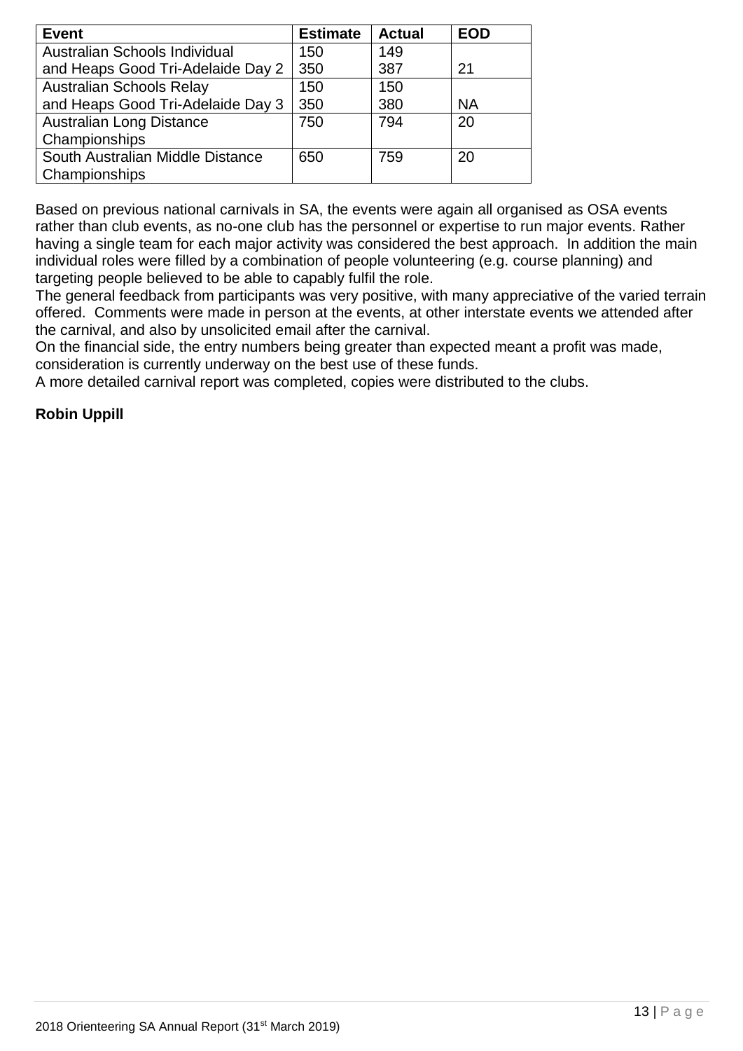| Event | Estimate | Actual | EOD |
|---|---|---|---|
| Australian Schools Individual and Heaps Good Tri-Adelaide Day 2 | 150<br>350 | 149<br>387 | 21 |
| Australian Schools Relay and Heaps Good Tri-Adelaide Day 3 | 150<br>350 | 150<br>380 | NA |
| Australian Long Distance Championships | 750 | 794 | 20 |
| South Australian Middle Distance Championships | 650 | 759 | 20 |

Based on previous national carnivals in SA, the events were again all organised as OSA events rather than club events, as no-one club has the personnel or expertise to run major events. Rather having a single team for each major activity was considered the best approach. In addition the main individual roles were filled by a combination of people volunteering (e.g. course planning) and targeting people believed to be able to capably fulfil the role.

The general feedback from participants was very positive, with many appreciative of the varied terrain offered. Comments were made in person at the events, at other interstate events we attended after the carnival, and also by unsolicited email after the carnival.

On the financial side, the entry numbers being greater than expected meant a profit was made, consideration is currently underway on the best use of these funds.

A more detailed carnival report was completed, copies were distributed to the clubs.

**Robin Uppill**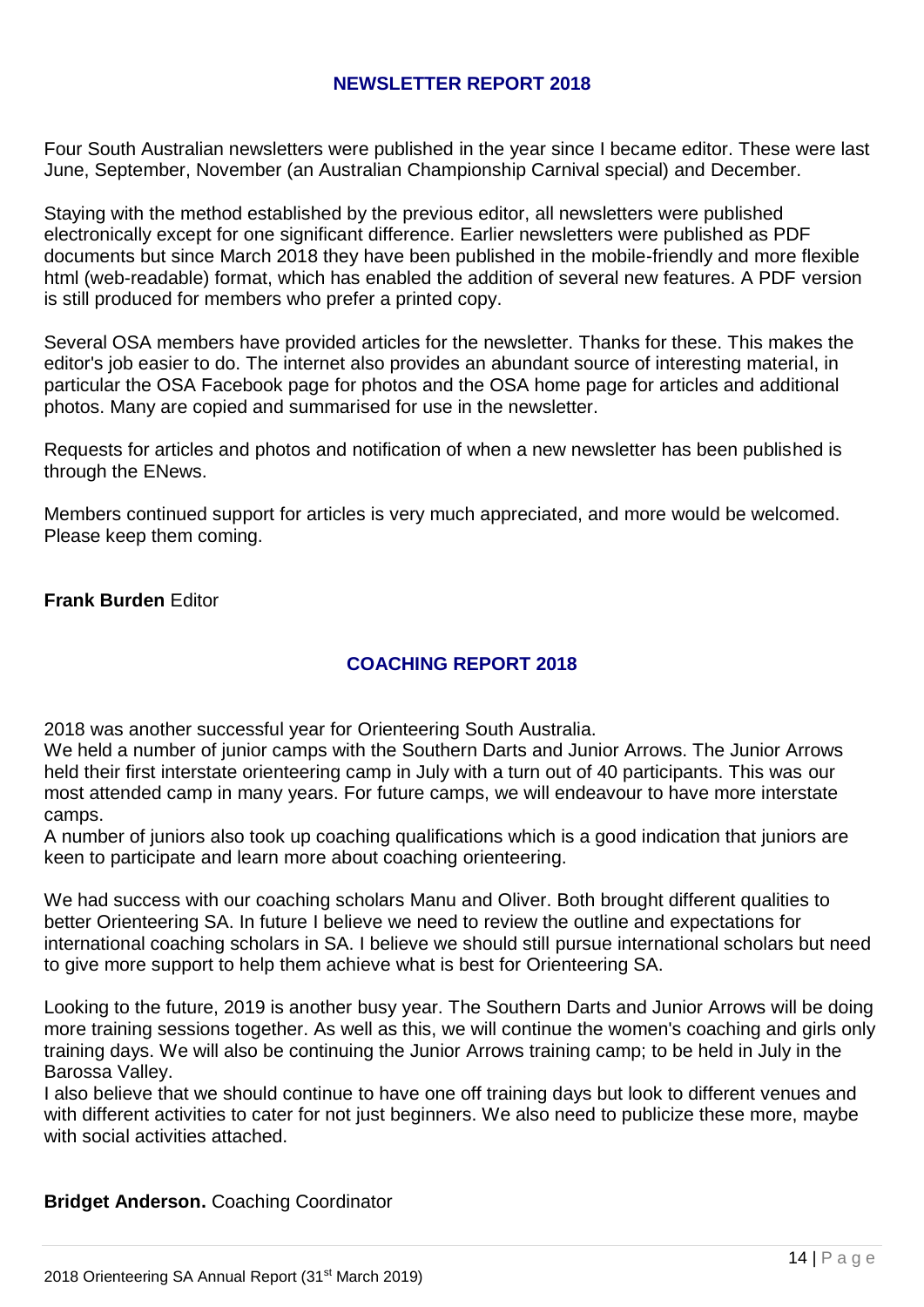## NEWSLETTER REPORT 2018

Four South Australian newsletters were published in the year since I became editor. These were last June, September, November (an Australian Championship Carnival special) and December.

Staying with the method established by the previous editor, all newsletters were published electronically except for one significant difference. Earlier newsletters were published as PDF documents but since March 2018 they have been published in the mobile-friendly and more flexible html (web-readable) format, which has enabled the addition of several new features. A PDF version is still produced for members who prefer a printed copy.

Several OSA members have provided articles for the newsletter. Thanks for these. This makes the editor's job easier to do. The internet also provides an abundant source of interesting material, in particular the OSA Facebook page for photos and the OSA home page for articles and additional photos. Many are copied and summarised for use in the newsletter.

Requests for articles and photos and notification of when a new newsletter has been published is through the ENews.

Members continued support for articles is very much appreciated, and more would be welcomed. Please keep them coming.

**Frank Burden** Editor

## COACHING REPORT 2018

2018 was another successful year for Orienteering South Australia.
We held a number of junior camps with the Southern Darts and Junior Arrows. The Junior Arrows held their first interstate orienteering camp in July with a turn out of 40 participants. This was our most attended camp in many years. For future camps, we will endeavour to have more interstate camps.
A number of juniors also took up coaching qualifications which is a good indication that juniors are keen to participate and learn more about coaching orienteering.

We had success with our coaching scholars Manu and Oliver. Both brought different qualities to better Orienteering SA. In future I believe we need to review the outline and expectations for international coaching scholars in SA. I believe we should still pursue international scholars but need to give more support to help them achieve what is best for Orienteering SA.

Looking to the future, 2019 is another busy year. The Southern Darts and Junior Arrows will be doing more training sessions together. As well as this, we will continue the women's coaching and girls only training days. We will also be continuing the Junior Arrows training camp; to be held in July in the Barossa Valley.
I also believe that we should continue to have one off training days but look to different venues and with different activities to cater for not just beginners. We also need to publicize these more, maybe with social activities attached.

**Bridget Anderson.** Coaching Coordinator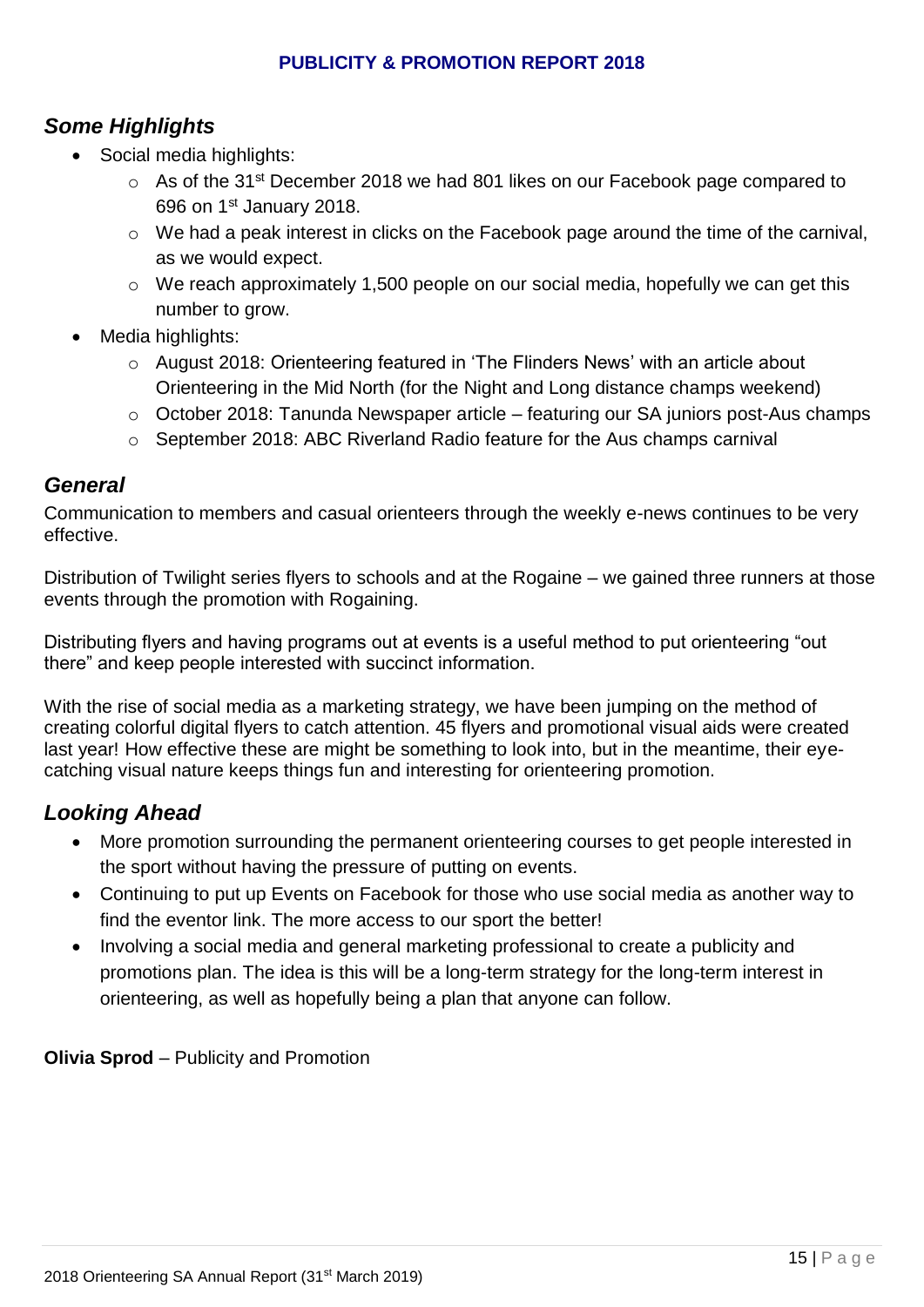## PUBLICITY & PROMOTION REPORT 2018

### *Some Highlights*

- Social media highlights:
  - As of the 31st December 2018 we had 801 likes on our Facebook page compared to 696 on 1st January 2018.
  - We had a peak interest in clicks on the Facebook page around the time of the carnival, as we would expect.
  - We reach approximately 1,500 people on our social media, hopefully we can get this number to grow.
- Media highlights:
  - August 2018: Orienteering featured in 'The Flinders News' with an article about Orienteering in the Mid North (for the Night and Long distance champs weekend)
  - October 2018: Tanunda Newspaper article – featuring our SA juniors post-Aus champs
  - September 2018: ABC Riverland Radio feature for the Aus champs carnival

### *General*

Communication to members and casual orienteers through the weekly e-news continues to be very effective.

Distribution of Twilight series flyers to schools and at the Rogaine – we gained three runners at those events through the promotion with Rogaining.

Distributing flyers and having programs out at events is a useful method to put orienteering "out there" and keep people interested with succinct information.

With the rise of social media as a marketing strategy, we have been jumping on the method of creating colorful digital flyers to catch attention. 45 flyers and promotional visual aids were created last year! How effective these are might be something to look into, but in the meantime, their eye-catching visual nature keeps things fun and interesting for orienteering promotion.

### *Looking Ahead*

- More promotion surrounding the permanent orienteering courses to get people interested in the sport without having the pressure of putting on events.
- Continuing to put up Events on Facebook for those who use social media as another way to find the eventor link. The more access to our sport the better!
- Involving a social media and general marketing professional to create a publicity and promotions plan. The idea is this will be a long-term strategy for the long-term interest in orienteering, as well as hopefully being a plan that anyone can follow.

**Olivia Sprod** – Publicity and Promotion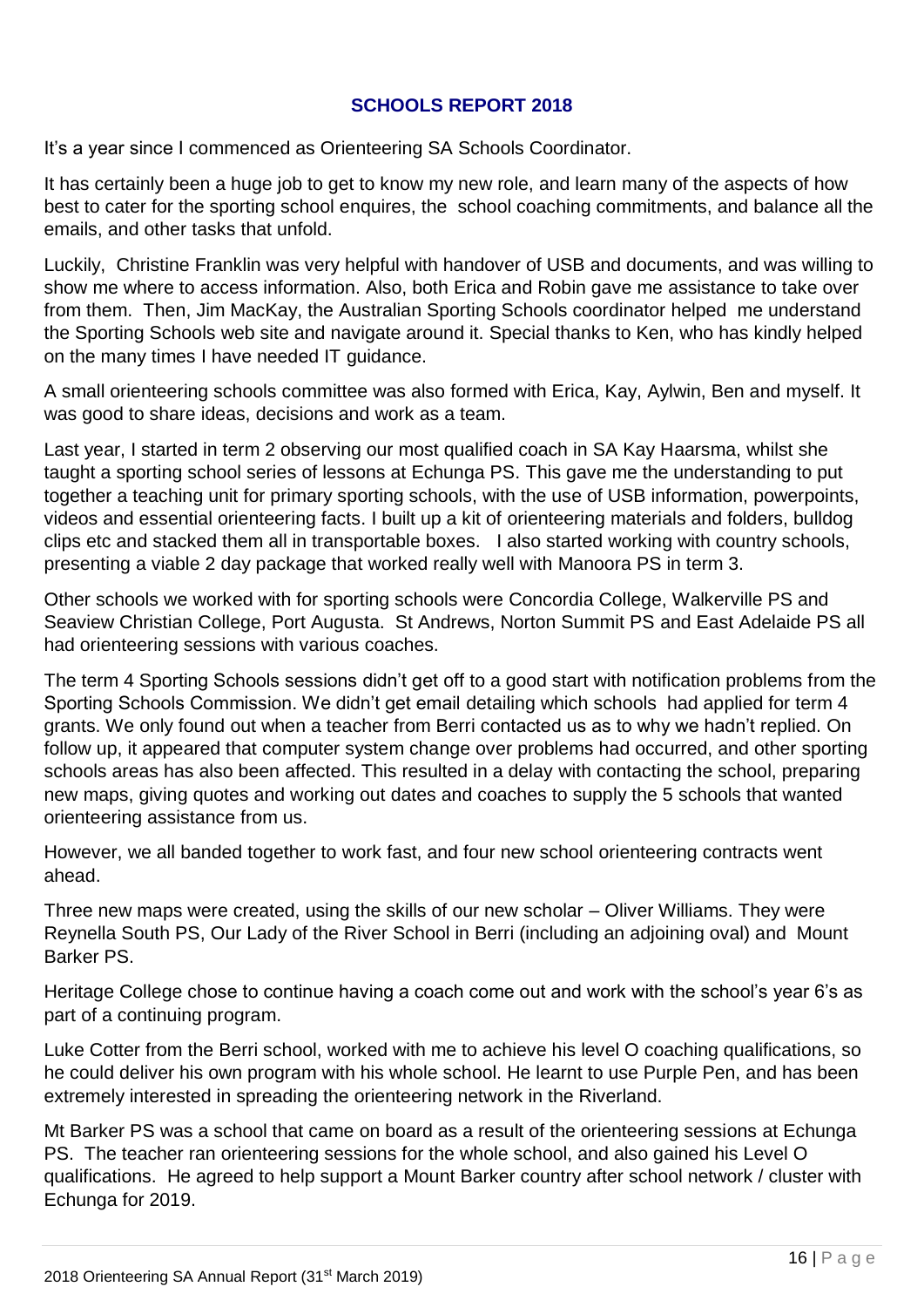## SCHOOLS REPORT 2018

It's a year since I commenced as Orienteering SA Schools Coordinator.

It has certainly been a huge job to get to know my new role, and learn many of the aspects of how best to cater for the sporting school enquires, the school coaching commitments, and balance all the emails, and other tasks that unfold.

Luckily, Christine Franklin was very helpful with handover of USB and documents, and was willing to show me where to access information. Also, both Erica and Robin gave me assistance to take over from them. Then, Jim MacKay, the Australian Sporting Schools coordinator helped me understand the Sporting Schools web site and navigate around it. Special thanks to Ken, who has kindly helped on the many times I have needed IT guidance.

A small orienteering schools committee was also formed with Erica, Kay, Aylwin, Ben and myself. It was good to share ideas, decisions and work as a team.

Last year, I started in term 2 observing our most qualified coach in SA Kay Haarsma, whilst she taught a sporting school series of lessons at Echunga PS. This gave me the understanding to put together a teaching unit for primary sporting schools, with the use of USB information, powerpoints, videos and essential orienteering facts. I built up a kit of orienteering materials and folders, bulldog clips etc and stacked them all in transportable boxes. I also started working with country schools, presenting a viable 2 day package that worked really well with Manoora PS in term 3.

Other schools we worked with for sporting schools were Concordia College, Walkerville PS and Seaview Christian College, Port Augusta. St Andrews, Norton Summit PS and East Adelaide PS all had orienteering sessions with various coaches.

The term 4 Sporting Schools sessions didn't get off to a good start with notification problems from the Sporting Schools Commission. We didn't get email detailing which schools had applied for term 4 grants. We only found out when a teacher from Berri contacted us as to why we hadn't replied. On follow up, it appeared that computer system change over problems had occurred, and other sporting schools areas has also been affected. This resulted in a delay with contacting the school, preparing new maps, giving quotes and working out dates and coaches to supply the 5 schools that wanted orienteering assistance from us.

However, we all banded together to work fast, and four new school orienteering contracts went ahead.

Three new maps were created, using the skills of our new scholar – Oliver Williams. They were Reynella South PS, Our Lady of the River School in Berri (including an adjoining oval) and Mount Barker PS.

Heritage College chose to continue having a coach come out and work with the school's year 6's as part of a continuing program.

Luke Cotter from the Berri school, worked with me to achieve his level O coaching qualifications, so he could deliver his own program with his whole school. He learnt to use Purple Pen, and has been extremely interested in spreading the orienteering network in the Riverland.

Mt Barker PS was a school that came on board as a result of the orienteering sessions at Echunga PS. The teacher ran orienteering sessions for the whole school, and also gained his Level O qualifications. He agreed to help support a Mount Barker country after school network / cluster with Echunga for 2019.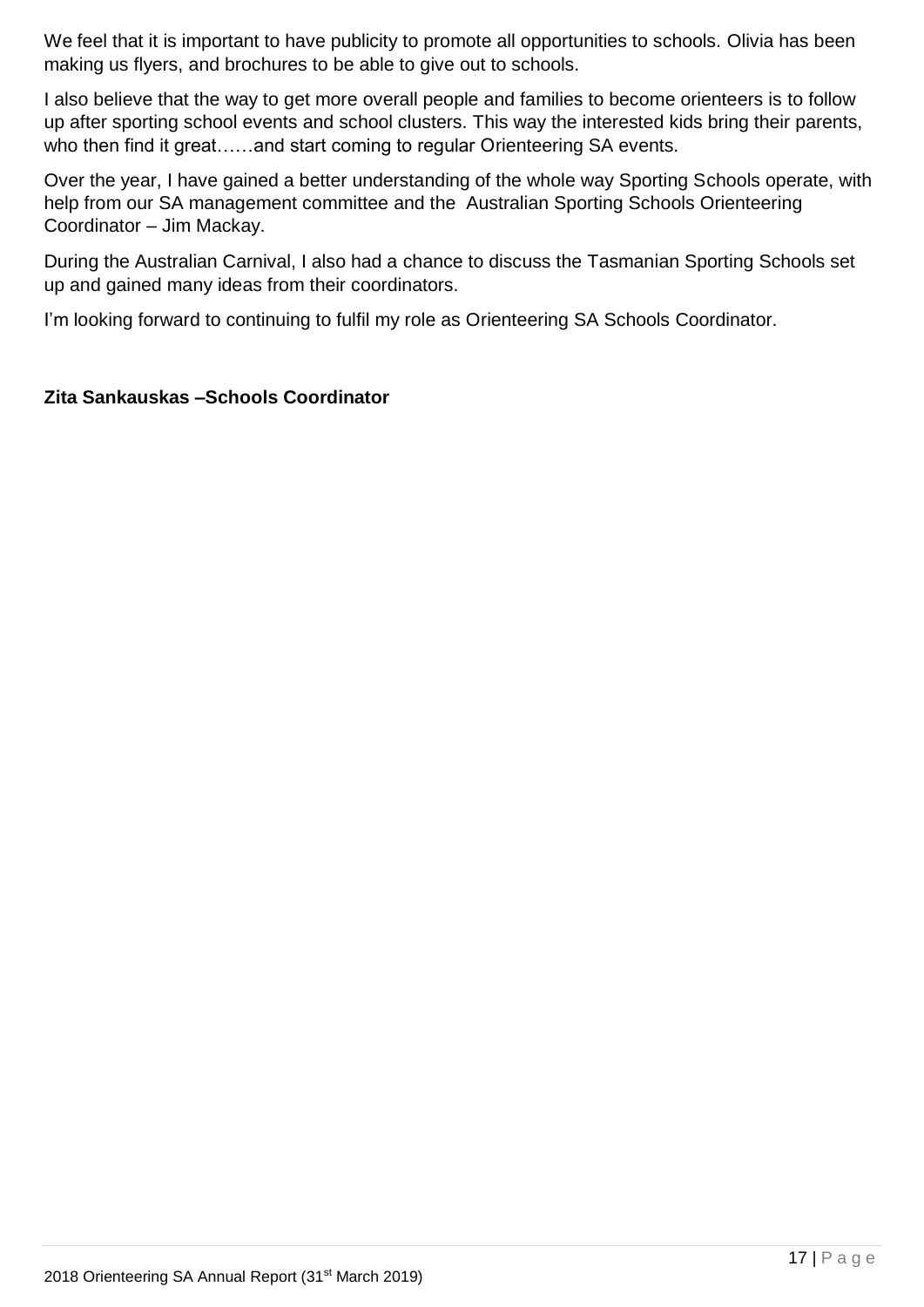We feel that it is important to have publicity to promote all opportunities to schools. Olivia has been making us flyers, and brochures to be able to give out to schools.

I also believe that the way to get more overall people and families to become orienteers is to follow up after sporting school events and school clusters. This way the interested kids bring their parents, who then find it great……and start coming to regular Orienteering SA events.

Over the year, I have gained a better understanding of the whole way Sporting Schools operate, with help from our SA management committee and the Australian Sporting Schools Orienteering Coordinator – Jim Mackay.

During the Australian Carnival, I also had a chance to discuss the Tasmanian Sporting Schools set up and gained many ideas from their coordinators.

I'm looking forward to continuing to fulfil my role as Orienteering SA Schools Coordinator.

**Zita Sankauskas –Schools Coordinator**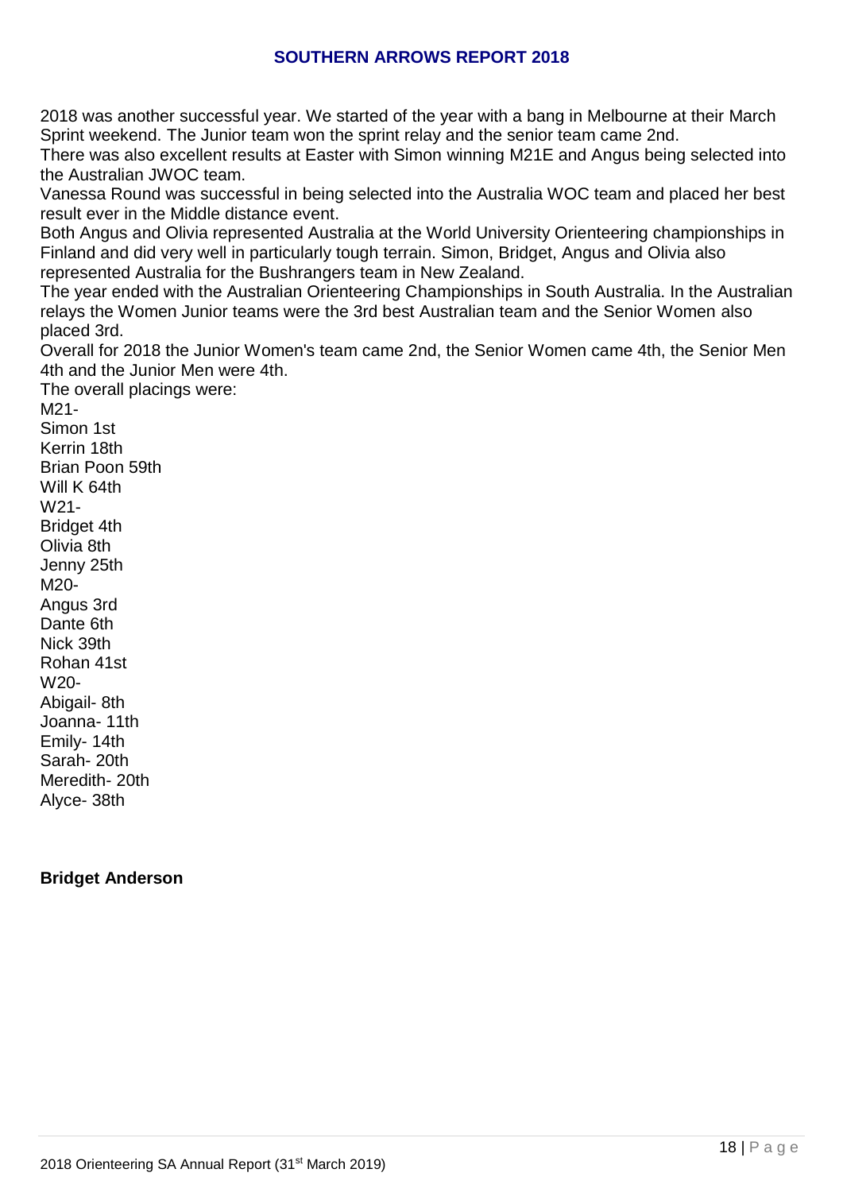## SOUTHERN ARROWS REPORT 2018

2018 was another successful year. We started of the year with a bang in Melbourne at their March Sprint weekend. The Junior team won the sprint relay and the senior team came 2nd.

There was also excellent results at Easter with Simon winning M21E and Angus being selected into the Australian JWOC team.

Vanessa Round was successful in being selected into the Australia WOC team and placed her best result ever in the Middle distance event.

Both Angus and Olivia represented Australia at the World University Orienteering championships in Finland and did very well in particularly tough terrain. Simon, Bridget, Angus and Olivia also represented Australia for the Bushrangers team in New Zealand.

The year ended with the Australian Orienteering Championships in South Australia. In the Australian relays the Women Junior teams were the 3rd best Australian team and the Senior Women also placed 3rd.

Overall for 2018 the Junior Women's team came 2nd, the Senior Women came 4th, the Senior Men 4th and the Junior Men were 4th.

The overall placings were:

M21-
Simon 1st
Kerrin 18th
Brian Poon 59th
Will K 64th

W21-
Bridget 4th
Olivia 8th
Jenny 25th

M20-
Angus 3rd
Dante 6th
Nick 39th
Rohan 41st

W20-
Abigail- 8th
Joanna- 11th
Emily- 14th
Sarah- 20th
Meredith- 20th
Alyce- 38th

**Bridget Anderson**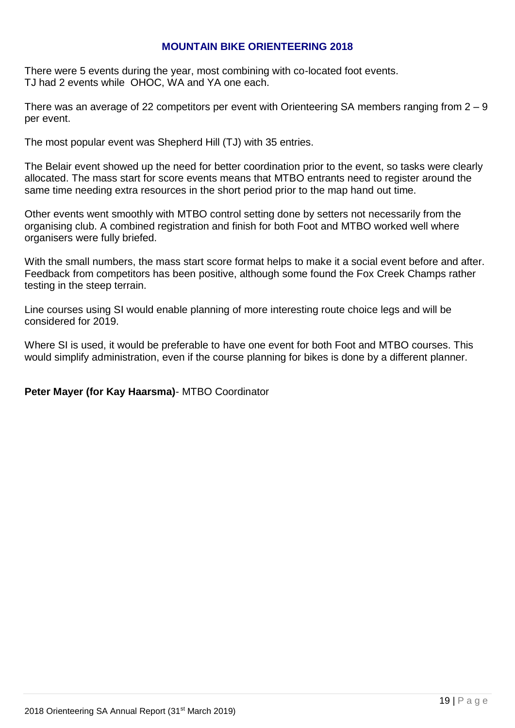## MOUNTAIN BIKE ORIENTEERING 2018

There were 5 events during the year, most combining with co-located foot events.
TJ had 2 events while OHOC, WA and YA one each.

There was an average of 22 competitors per event with Orienteering SA members ranging from 2 – 9 per event.

The most popular event was Shepherd Hill (TJ) with 35 entries.

The Belair event showed up the need for better coordination prior to the event, so tasks were clearly allocated. The mass start for score events means that MTBO entrants need to register around the same time needing extra resources in the short period prior to the map hand out time.

Other events went smoothly with MTBO control setting done by setters not necessarily from the organising club. A combined registration and finish for both Foot and MTBO worked well where organisers were fully briefed.

With the small numbers, the mass start score format helps to make it a social event before and after. Feedback from competitors has been positive, although some found the Fox Creek Champs rather testing in the steep terrain.

Line courses using SI would enable planning of more interesting route choice legs and will be considered for 2019.

Where SI is used, it would be preferable to have one event for both Foot and MTBO courses. This would simplify administration, even if the course planning for bikes is done by a different planner.

**Peter Mayer (for Kay Haarsma)**- MTBO Coordinator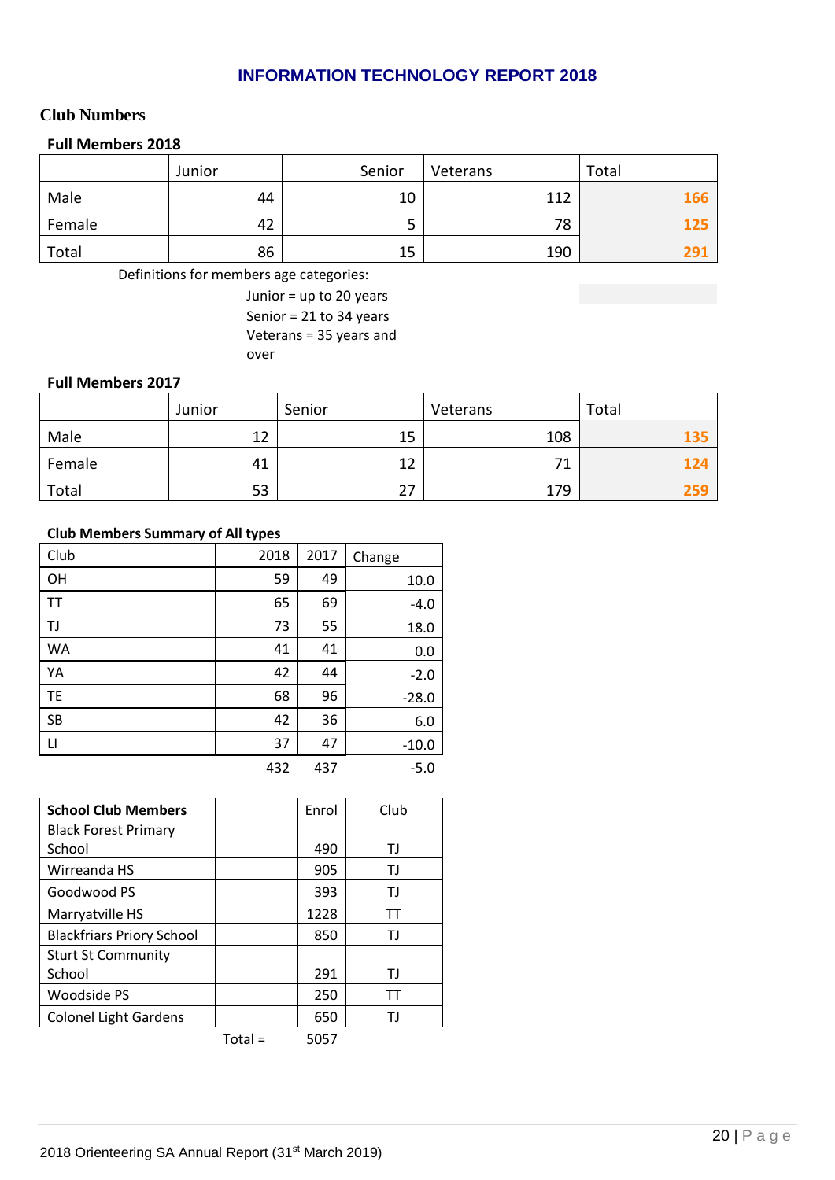# INFORMATION TECHNOLOGY REPORT 2018

## Club Numbers

### Full Members 2018

| | Junior | Senior | Veterans | Total |
|---|---|---|---|---|
| Male | 44 | 10 | 112 | 166 |
| Female | 42 | 5 | 78 | 125 |
| Total | 86 | 15 | 190 | 291 |

Definitions for members age categories:

Junior = up to 20 years
Senior = 21 to 34 years
Veterans = 35 years and over

### Full Members 2017

| | Junior | Senior | Veterans | Total |
|---|---|---|---|---|
| Male | 12 | 15 | 108 | 135 |
| Female | 41 | 12 | 71 | 124 |
| Total | 53 | 27 | 179 | 259 |

### Club Members Summary of All types

| Club | 2018 | 2017 | Change |
|---|---|---|---|
| OH | 59 | 49 | 10.0 |
| TT | 65 | 69 | -4.0 |
| TJ | 73 | 55 | 18.0 |
| WA | 41 | 41 | 0.0 |
| YA | 42 | 44 | -2.0 |
| TE | 68 | 96 | -28.0 |
| SB | 42 | 36 | 6.0 |
| LI | 37 | 47 | -10.0 |
| | 432 | 437 | -5.0 |

| School Club Members | | Enrol | Club |
|---|---|---|---|
| Black Forest Primary School | | 490 | TJ |
| Wirreanda HS | | 905 | TJ |
| Goodwood PS | | 393 | TJ |
| Marryatville HS | | 1228 | TT |
| Blackfriars Priory School | | 850 | TJ |
| Sturt St Community School | | 291 | TJ |
| Woodside PS | | 250 | TT |
| Colonel Light Gardens | | 650 | TJ |
| | Total = | 5057 | |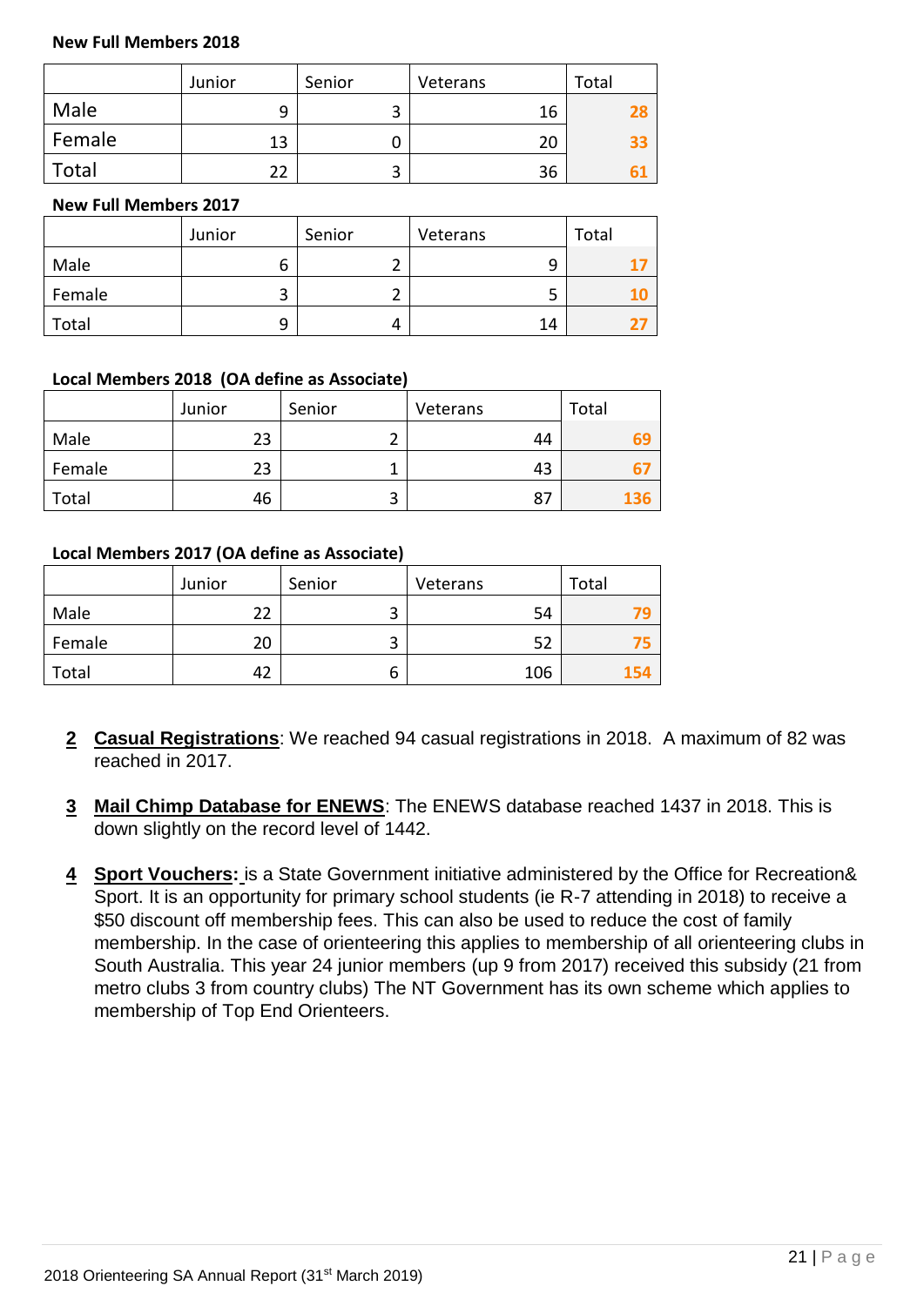**New Full Members 2018**

| | Junior | Senior | Veterans | Total |
|---|---|---|---|---|
| Male | 9 | 3 | 16 | **28** |
| Female | 13 | 0 | 20 | **33** |
| Total | 22 | 3 | 36 | **61** |

**New Full Members 2017**

| | Junior | Senior | Veterans | Total |
|---|---|---|---|---|
| Male | 6 | 2 | 9 | **17** |
| Female | 3 | 2 | 5 | **10** |
| Total | 9 | 4 | 14 | **27** |

**Local Members 2018 (OA define as Associate)**

| | Junior | Senior | Veterans | Total |
|---|---|---|---|---|
| Male | 23 | 2 | 44 | **69** |
| Female | 23 | 1 | 43 | **67** |
| Total | 46 | 3 | 87 | **136** |

**Local Members 2017 (OA define as Associate)**

| | Junior | Senior | Veterans | Total |
|---|---|---|---|---|
| Male | 22 | 3 | 54 | **79** |
| Female | 20 | 3 | 52 | **75** |
| Total | 42 | 6 | 106 | **154** |

2. **Casual Registrations**: We reached 94 casual registrations in 2018. A maximum of 82 was reached in 2017.

3. **Mail Chimp Database for ENEWS**: The ENEWS database reached 1437 in 2018. This is down slightly on the record level of 1442.

4. **Sport Vouchers:** is a State Government initiative administered by the Office for Recreation& Sport. It is an opportunity for primary school students (ie R-7 attending in 2018) to receive a $50 discount off membership fees. This can also be used to reduce the cost of family membership. In the case of orienteering this applies to membership of all orienteering clubs in South Australia. This year 24 junior members (up 9 from 2017) received this subsidy (21 from metro clubs 3 from country clubs) The NT Government has its own scheme which applies to membership of Top End Orienteers.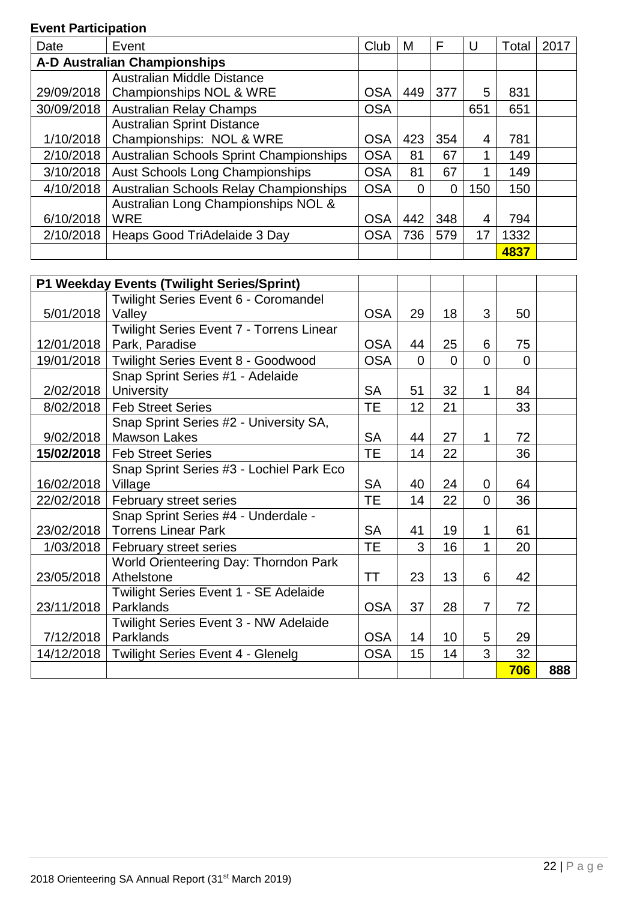**Event Participation**

| Date | Event | Club | M | F | U | Total | 2017 |
|---|---|---|---|---|---|---|---|
| **A-D Australian Championships** | | | | | | | |
| 29/09/2018 | Australian Middle Distance Championships NOL & WRE | OSA | 449 | 377 | 5 | 831 | |
| 30/09/2018 | Australian Relay Champs | OSA | | | 651 | 651 | |
| 1/10/2018 | Australian Sprint Distance Championships: NOL & WRE | OSA | 423 | 354 | 4 | 781 | |
| 2/10/2018 | Australian Schools Sprint Championships | OSA | 81 | 67 | 1 | 149 | |
| 3/10/2018 | Aust Schools Long Championships | OSA | 81 | 67 | 1 | 149 | |
| 4/10/2018 | Australian Schools Relay Championships | OSA | 0 | 0 | 150 | 150 | |
| 6/10/2018 | Australian Long Championships NOL & WRE | OSA | 442 | 348 | 4 | 794 | |
| 2/10/2018 | Heaps Good TriAdelaide 3 Day | OSA | 736 | 579 | 17 | 1332 | |
| | | | | | | **4837** | |

| Date | Event | Club | M | F | U | Total | 2017 |
|---|---|---|---|---|---|---|---|
| **P1 Weekday Events (Twilight Series/Sprint)** | | | | | | | |
| 5/01/2018 | Twilight Series Event 6 - Coromandel Valley | OSA | 29 | 18 | 3 | 50 | |
| 12/01/2018 | Twilight Series Event 7 - Torrens Linear Park, Paradise | OSA | 44 | 25 | 6 | 75 | |
| 19/01/2018 | Twilight Series Event 8 - Goodwood | OSA | 0 | 0 | 0 | 0 | |
| 2/02/2018 | Snap Sprint Series #1 - Adelaide University | SA | 51 | 32 | 1 | 84 | |
| 8/02/2018 | Feb Street Series | TE | 12 | 21 | | 33 | |
| 9/02/2018 | Snap Sprint Series #2 - University SA, Mawson Lakes | SA | 44 | 27 | 1 | 72 | |
| **15/02/2018** | Feb Street Series | TE | 14 | 22 | | 36 | |
| 16/02/2018 | Snap Sprint Series #3 - Lochiel Park Eco Village | SA | 40 | 24 | 0 | 64 | |
| 22/02/2018 | February street series | TE | 14 | 22 | 0 | 36 | |
| 23/02/2018 | Snap Sprint Series #4 - Underdale - Torrens Linear Park | SA | 41 | 19 | 1 | 61 | |
| 1/03/2018 | February street series | TE | 3 | 16 | 1 | 20 | |
| 23/05/2018 | World Orienteering Day: Thorndon Park Athelstone | TT | 23 | 13 | 6 | 42 | |
| 23/11/2018 | Twilight Series Event 1 - SE Adelaide Parklands | OSA | 37 | 28 | 7 | 72 | |
| 7/12/2018 | Twilight Series Event 3 - NW Adelaide Parklands | OSA | 14 | 10 | 5 | 29 | |
| 14/12/2018 | Twilight Series Event 4 - Glenelg | OSA | 15 | 14 | 3 | 32 | |
| | | | | | | **706** | **888** |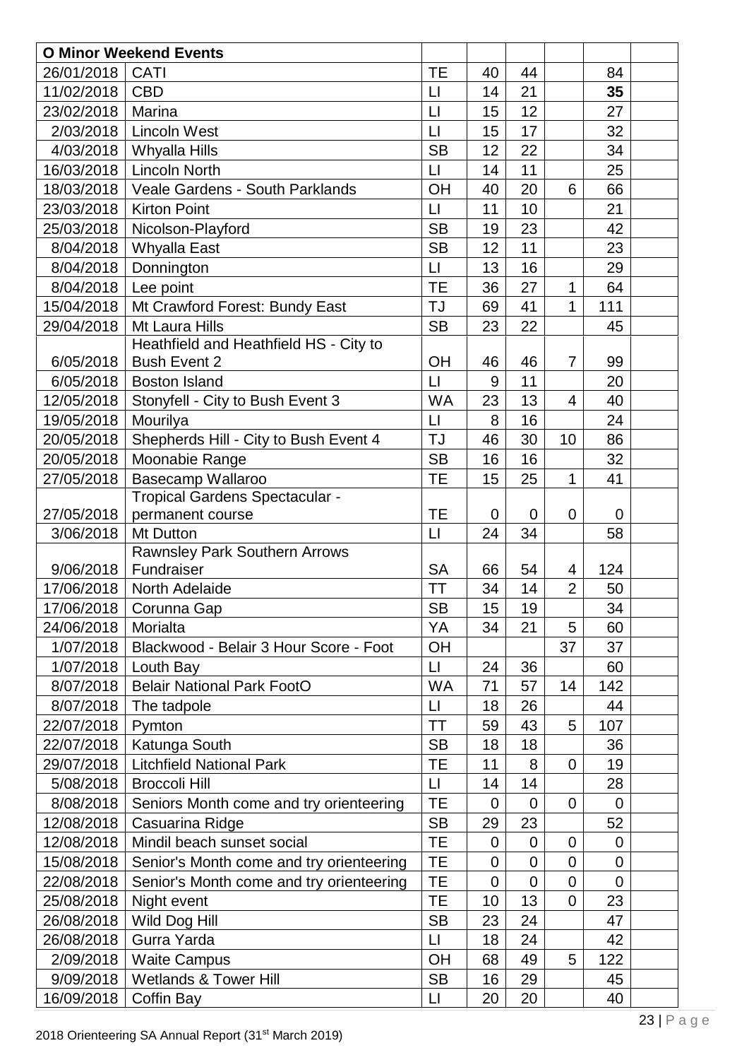| O Minor Weekend Events | | | | | | | |
|---|---|---|---|---|---|---|---|
| 26/01/2018 | CATI | TE | 40 | 44 | | 84 | |
| 11/02/2018 | CBD | LI | 14 | 21 | | **35** | |
| 23/02/2018 | Marina | LI | 15 | 12 | | 27 | |
| 2/03/2018 | Lincoln West | LI | 15 | 17 | | 32 | |
| 4/03/2018 | Whyalla Hills | SB | 12 | 22 | | 34 | |
| 16/03/2018 | Lincoln North | LI | 14 | 11 | | 25 | |
| 18/03/2018 | Veale Gardens - South Parklands | OH | 40 | 20 | 6 | 66 | |
| 23/03/2018 | Kirton Point | LI | 11 | 10 | | 21 | |
| 25/03/2018 | Nicolson-Playford | SB | 19 | 23 | | 42 | |
| 8/04/2018 | Whyalla East | SB | 12 | 11 | | 23 | |
| 8/04/2018 | Donnington | LI | 13 | 16 | | 29 | |
| 8/04/2018 | Lee point | TE | 36 | 27 | 1 | 64 | |
| 15/04/2018 | Mt Crawford Forest: Bundy East | TJ | 69 | 41 | 1 | 111 | |
| 29/04/2018 | Mt Laura Hills | SB | 23 | 22 | | 45 | |
| 6/05/2018 | Heathfield and Heathfield HS - City to Bush Event 2 | OH | 46 | 46 | 7 | 99 | |
| 6/05/2018 | Boston Island | LI | 9 | 11 | | 20 | |
| 12/05/2018 | Stonyfell - City to Bush Event 3 | WA | 23 | 13 | 4 | 40 | |
| 19/05/2018 | Mourilya | LI | 8 | 16 | | 24 | |
| 20/05/2018 | Shepherds Hill - City to Bush Event 4 | TJ | 46 | 30 | 10 | 86 | |
| 20/05/2018 | Moonabie Range | SB | 16 | 16 | | 32 | |
| 27/05/2018 | Basecamp Wallaroo | TE | 15 | 25 | 1 | 41 | |
| 27/05/2018 | Tropical Gardens Spectacular - permanent course | TE | 0 | 0 | 0 | 0 | |
| 3/06/2018 | Mt Dutton | LI | 24 | 34 | | 58 | |
| 9/06/2018 | Rawnsley Park Southern Arrows Fundraiser | SA | 66 | 54 | 4 | 124 | |
| 17/06/2018 | North Adelaide | TT | 34 | 14 | 2 | 50 | |
| 17/06/2018 | Corunna Gap | SB | 15 | 19 | | 34 | |
| 24/06/2018 | Morialta | YA | 34 | 21 | 5 | 60 | |
| 1/07/2018 | Blackwood - Belair 3 Hour Score - Foot | OH | | | 37 | 37 | |
| 1/07/2018 | Louth Bay | LI | 24 | 36 | | 60 | |
| 8/07/2018 | Belair National Park FootO | WA | 71 | 57 | 14 | 142 | |
| 8/07/2018 | The tadpole | LI | 18 | 26 | | 44 | |
| 22/07/2018 | Pymton | TT | 59 | 43 | 5 | 107 | |
| 22/07/2018 | Katunga South | SB | 18 | 18 | | 36 | |
| 29/07/2018 | Litchfield National Park | TE | 11 | 8 | 0 | 19 | |
| 5/08/2018 | Broccoli Hill | LI | 14 | 14 | | 28 | |
| 8/08/2018 | Seniors Month come and try orienteering | TE | 0 | 0 | 0 | 0 | |
| 12/08/2018 | Casuarina Ridge | SB | 29 | 23 | | 52 | |
| 12/08/2018 | Mindil beach sunset social | TE | 0 | 0 | 0 | 0 | |
| 15/08/2018 | Senior's Month come and try orienteering | TE | 0 | 0 | 0 | 0 | |
| 22/08/2018 | Senior's Month come and try orienteering | TE | 0 | 0 | 0 | 0 | |
| 25/08/2018 | Night event | TE | 10 | 13 | 0 | 23 | |
| 26/08/2018 | Wild Dog Hill | SB | 23 | 24 | | 47 | |
| 26/08/2018 | Gurra Yarda | LI | 18 | 24 | | 42 | |
| 2/09/2018 | Waite Campus | OH | 68 | 49 | 5 | 122 | |
| 9/09/2018 | Wetlands & Tower Hill | SB | 16 | 29 | | 45 | |
| 16/09/2018 | Coffin Bay | LI | 20 | 20 | | 40 | |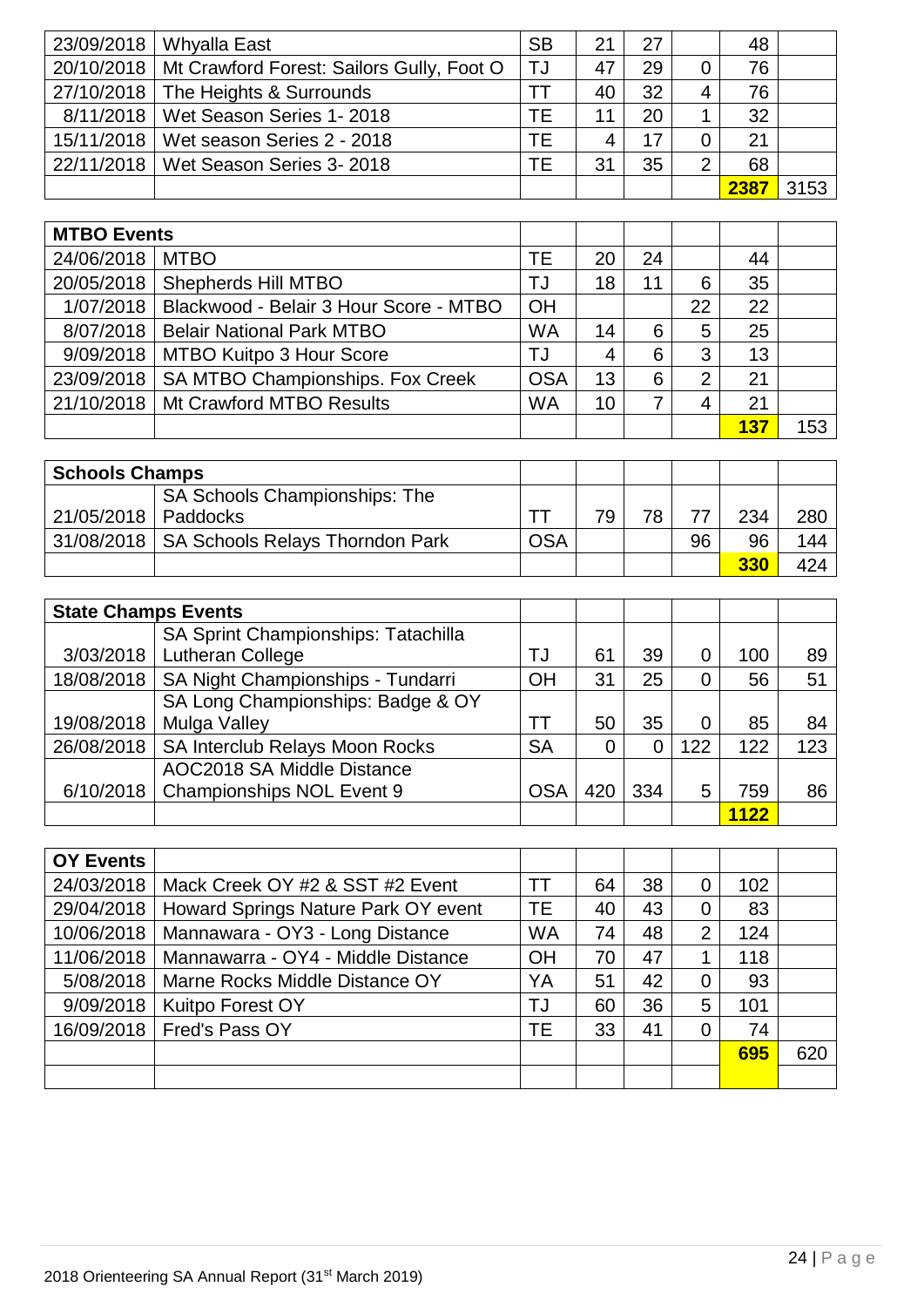| | | | | | | | |
|---|---|---|---|---|---|---|---|
| 23/09/2018 | Whyalla East | SB | 21 | 27 | | 48 | |
| 20/10/2018 | Mt Crawford Forest: Sailors Gully, Foot O | TJ | 47 | 29 | 0 | 76 | |
| 27/10/2018 | The Heights & Surrounds | TT | 40 | 32 | 4 | 76 | |
| 8/11/2018 | Wet Season Series 1- 2018 | TE | 11 | 20 | 1 | 32 | |
| 15/11/2018 | Wet season Series 2 - 2018 | TE | 4 | 17 | 0 | 21 | |
| 22/11/2018 | Wet Season Series 3- 2018 | TE | 31 | 35 | 2 | 68 | |
| | | | | | | **2387** | 3153 |

| **MTBO Events** | | | | | | | |
|---|---|---|---|---|---|---|---|
| 24/06/2018 | MTBO | TE | 20 | 24 | | 44 | |
| 20/05/2018 | Shepherds Hill MTBO | TJ | 18 | 11 | 6 | 35 | |
| 1/07/2018 | Blackwood - Belair 3 Hour Score - MTBO | OH | | | 22 | 22 | |
| 8/07/2018 | Belair National Park MTBO | WA | 14 | 6 | 5 | 25 | |
| 9/09/2018 | MTBO Kuitpo 3 Hour Score | TJ | 4 | 6 | 3 | 13 | |
| 23/09/2018 | SA MTBO Championships. Fox Creek | OSA | 13 | 6 | 2 | 21 | |
| 21/10/2018 | Mt Crawford MTBO Results | WA | 10 | 7 | 4 | 21 | |
| | | | | | | **137** | 153 |

| **Schools Champs** | | | | | | | |
|---|---|---|---|---|---|---|---|
| 21/05/2018 | SA Schools Championships: The Paddocks | TT | 79 | 78 | 77 | 234 | 280 |
| 31/08/2018 | SA Schools Relays Thorndon Park | OSA | | | 96 | 96 | 144 |
| | | | | | | **330** | 424 |

| **State Champs Events** | | | | | | | |
|---|---|---|---|---|---|---|---|
| 3/03/2018 | SA Sprint Championships: Tatachilla Lutheran College | TJ | 61 | 39 | 0 | 100 | 89 |
| 18/08/2018 | SA Night Championships - Tundarri | OH | 31 | 25 | 0 | 56 | 51 |
| 19/08/2018 | SA Long Championships: Badge & OY Mulga Valley | TT | 50 | 35 | 0 | 85 | 84 |
| 26/08/2018 | SA Interclub Relays Moon Rocks | SA | 0 | 0 | 122 | 122 | 123 |
| 6/10/2018 | AOC2018 SA Middle Distance Championships NOL Event 9 | OSA | 420 | 334 | 5 | 759 | 86 |
| | | | | | | **1122** | |

| **OY Events** | | | | | | | |
|---|---|---|---|---|---|---|---|
| 24/03/2018 | Mack Creek OY #2 & SST #2 Event | TT | 64 | 38 | 0 | 102 | |
| 29/04/2018 | Howard Springs Nature Park OY event | TE | 40 | 43 | 0 | 83 | |
| 10/06/2018 | Mannawara - OY3 - Long Distance | WA | 74 | 48 | 2 | 124 | |
| 11/06/2018 | Mannawarra - OY4 - Middle Distance | OH | 70 | 47 | 1 | 118 | |
| 5/08/2018 | Marne Rocks Middle Distance OY | YA | 51 | 42 | 0 | 93 | |
| 9/09/2018 | Kuitpo Forest OY | TJ | 60 | 36 | 5 | 101 | |
| 16/09/2018 | Fred's Pass OY | TE | 33 | 41 | 0 | 74 | |
| | | | | | | **695** | 620 |
| | | | | | | | |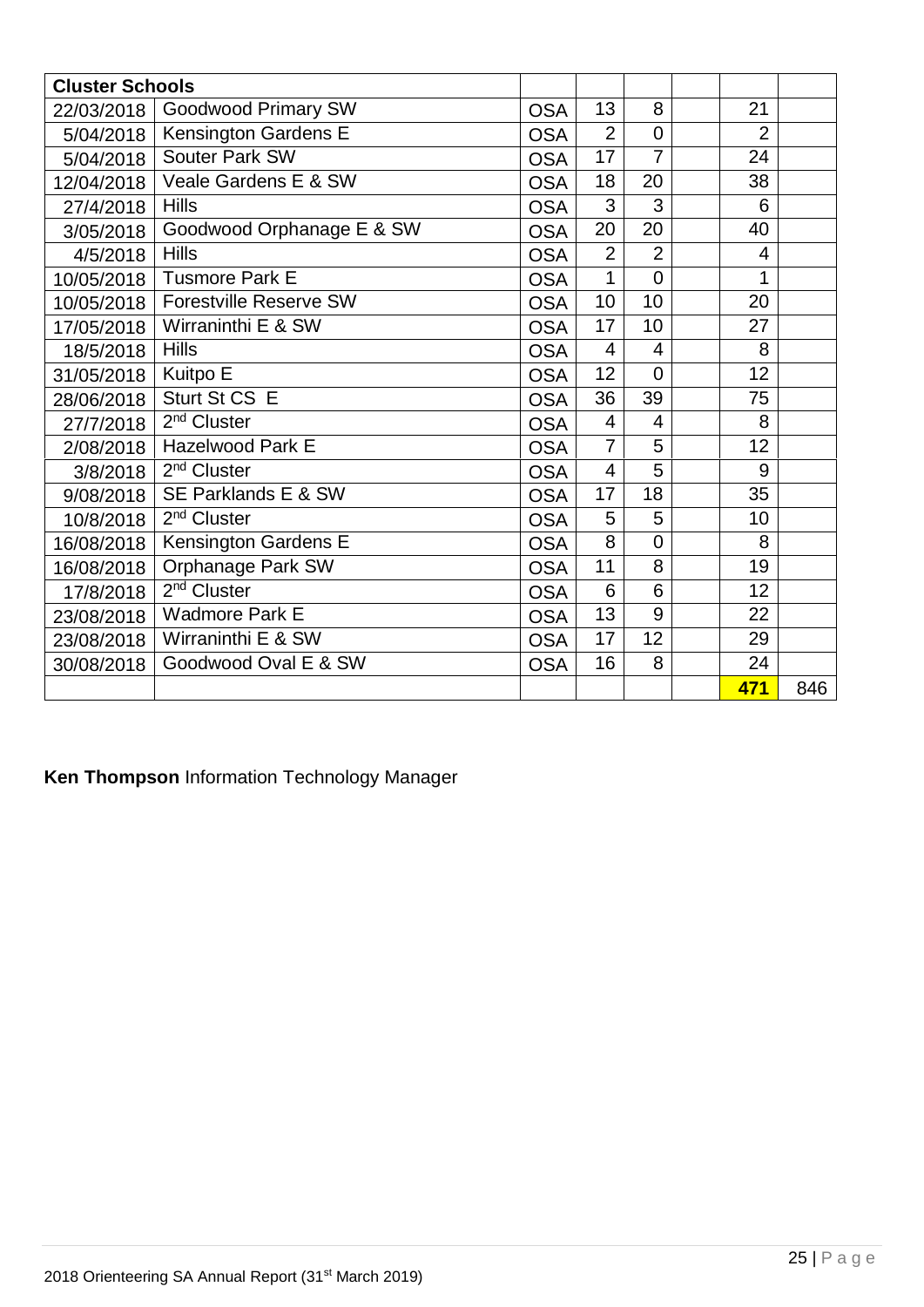| Cluster Schools | | | | | | | |
|---|---|---|---|---|---|---|---|
| 22/03/2018 | Goodwood Primary SW | OSA | 13 | 8 | | 21 | |
| 5/04/2018 | Kensington Gardens E | OSA | 2 | 0 | | 2 | |
| 5/04/2018 | Souter Park SW | OSA | 17 | 7 | | 24 | |
| 12/04/2018 | Veale Gardens E & SW | OSA | 18 | 20 | | 38 | |
| 27/4/2018 | Hills | OSA | 3 | 3 | | 6 | |
| 3/05/2018 | Goodwood Orphanage E & SW | OSA | 20 | 20 | | 40 | |
| 4/5/2018 | Hills | OSA | 2 | 2 | | 4 | |
| 10/05/2018 | Tusmore Park E | OSA | 1 | 0 | | 1 | |
| 10/05/2018 | Forestville Reserve SW | OSA | 10 | 10 | | 20 | |
| 17/05/2018 | Wirraninthi E & SW | OSA | 17 | 10 | | 27 | |
| 18/5/2018 | Hills | OSA | 4 | 4 | | 8 | |
| 31/05/2018 | Kuitpo E | OSA | 12 | 0 | | 12 | |
| 28/06/2018 | Sturt St CS E | OSA | 36 | 39 | | 75 | |
| 27/7/2018 | 2nd Cluster | OSA | 4 | 4 | | 8 | |
| 2/08/2018 | Hazelwood Park E | OSA | 7 | 5 | | 12 | |
| 3/8/2018 | 2nd Cluster | OSA | 4 | 5 | | 9 | |
| 9/08/2018 | SE Parklands E & SW | OSA | 17 | 18 | | 35 | |
| 10/8/2018 | 2nd Cluster | OSA | 5 | 5 | | 10 | |
| 16/08/2018 | Kensington Gardens E | OSA | 8 | 0 | | 8 | |
| 16/08/2018 | Orphanage Park SW | OSA | 11 | 8 | | 19 | |
| 17/8/2018 | 2nd Cluster | OSA | 6 | 6 | | 12 | |
| 23/08/2018 | Wadmore Park E | OSA | 13 | 9 | | 22 | |
| 23/08/2018 | Wirraninthi E & SW | OSA | 17 | 12 | | 29 | |
| 30/08/2018 | Goodwood Oval E & SW | OSA | 16 | 8 | | 24 | |
| | | | | | | **471** | 846 |

**Ken Thompson** Information Technology Manager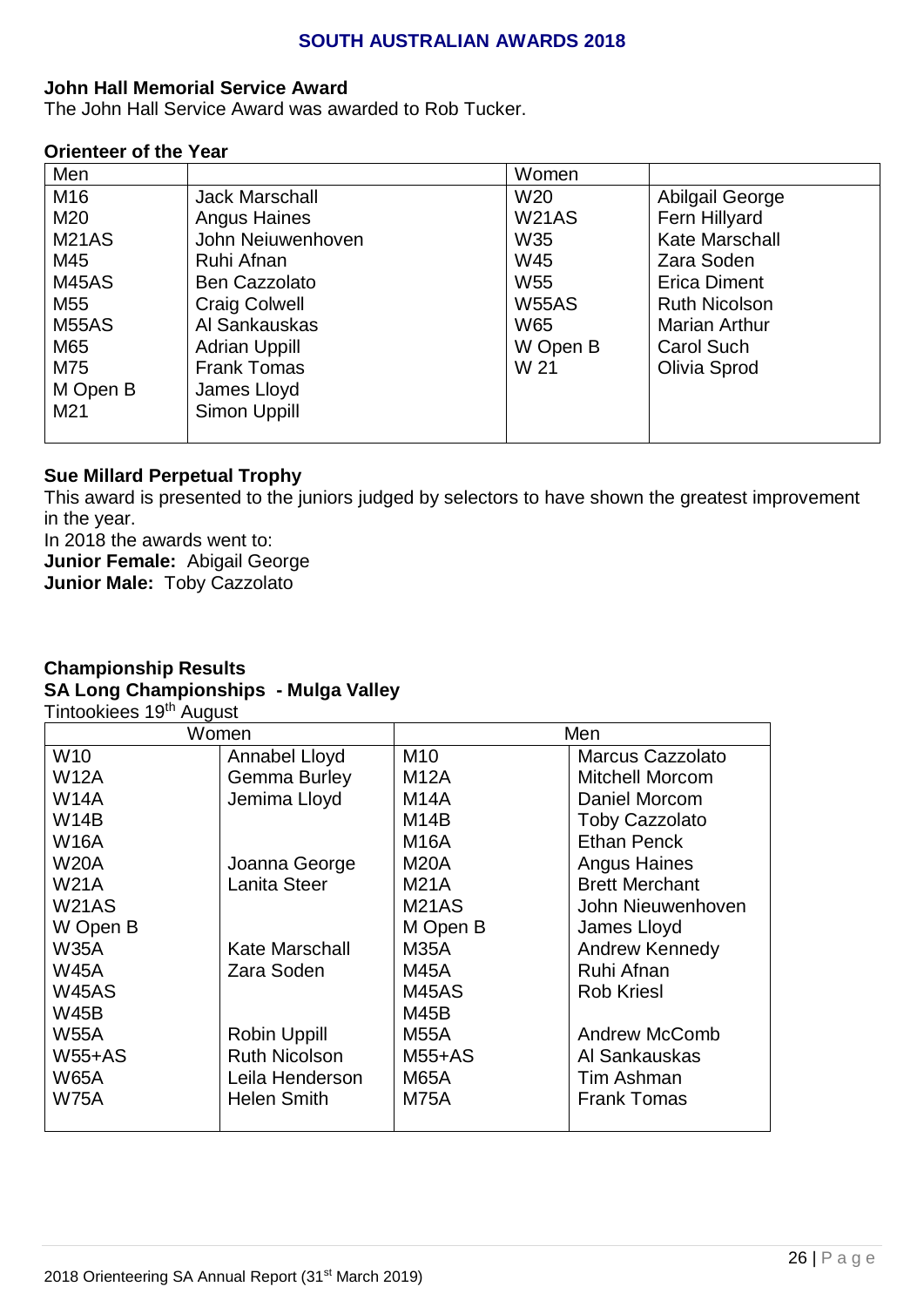# SOUTH AUSTRALIAN AWARDS 2018

**John Hall Memorial Service Award**

The John Hall Service Award was awarded to Rob Tucker.

**Orienteer of the Year**

| Men | | Women | |
|---|---|---|---|
| M16 | Jack Marschall | W20 | Abilgail George |
| M20 | Angus Haines | W21AS | Fern Hillyard |
| M21AS | John Neiuwenhoven | W35 | Kate Marschall |
| M45 | Ruhi Afnan | W45 | Zara Soden |
| M45AS | Ben Cazzolato | W55 | Erica Diment |
| M55 | Craig Colwell | W55AS | Ruth Nicolson |
| M55AS | Al Sankauskas | W65 | Marian Arthur |
| M65 | Adrian Uppill | W Open B | Carol Such |
| M75 | Frank Tomas | W 21 | Olivia Sprod |
| M Open B | James Lloyd | | |
| M21 | Simon Uppill | | |

**Sue Millard Perpetual Trophy**

This award is presented to the juniors judged by selectors to have shown the greatest improvement in the year.

In 2018 the awards went to:

**Junior Female:** Abigail George

**Junior Male:** Toby Cazzolato

**Championship Results**

**SA Long Championships - Mulga Valley**

Tintookiees 19th August

| Women | | Men | |
|---|---|---|---|
| W10 | Annabel Lloyd | M10 | Marcus Cazzolato |
| W12A | Gemma Burley | M12A | Mitchell Morcom |
| W14A | Jemima Lloyd | M14A | Daniel Morcom |
| W14B | | M14B | Toby Cazzolato |
| W16A | | M16A | Ethan Penck |
| W20A | Joanna George | M20A | Angus Haines |
| W21A | Lanita Steer | M21A | Brett Merchant |
| W21AS | | M21AS | John Nieuwenhoven |
| W Open B | | M Open B | James Lloyd |
| W35A | Kate Marschall | M35A | Andrew Kennedy |
| W45A | Zara Soden | M45A | Ruhi Afnan |
| W45AS | | M45AS | Rob Kriesl |
| W45B | | M45B | |
| W55A | Robin Uppill | M55A | Andrew McComb |
| W55+AS | Ruth Nicolson | M55+AS | Al Sankauskas |
| W65A | Leila Henderson | M65A | Tim Ashman |
| W75A | Helen Smith | M75A | Frank Tomas |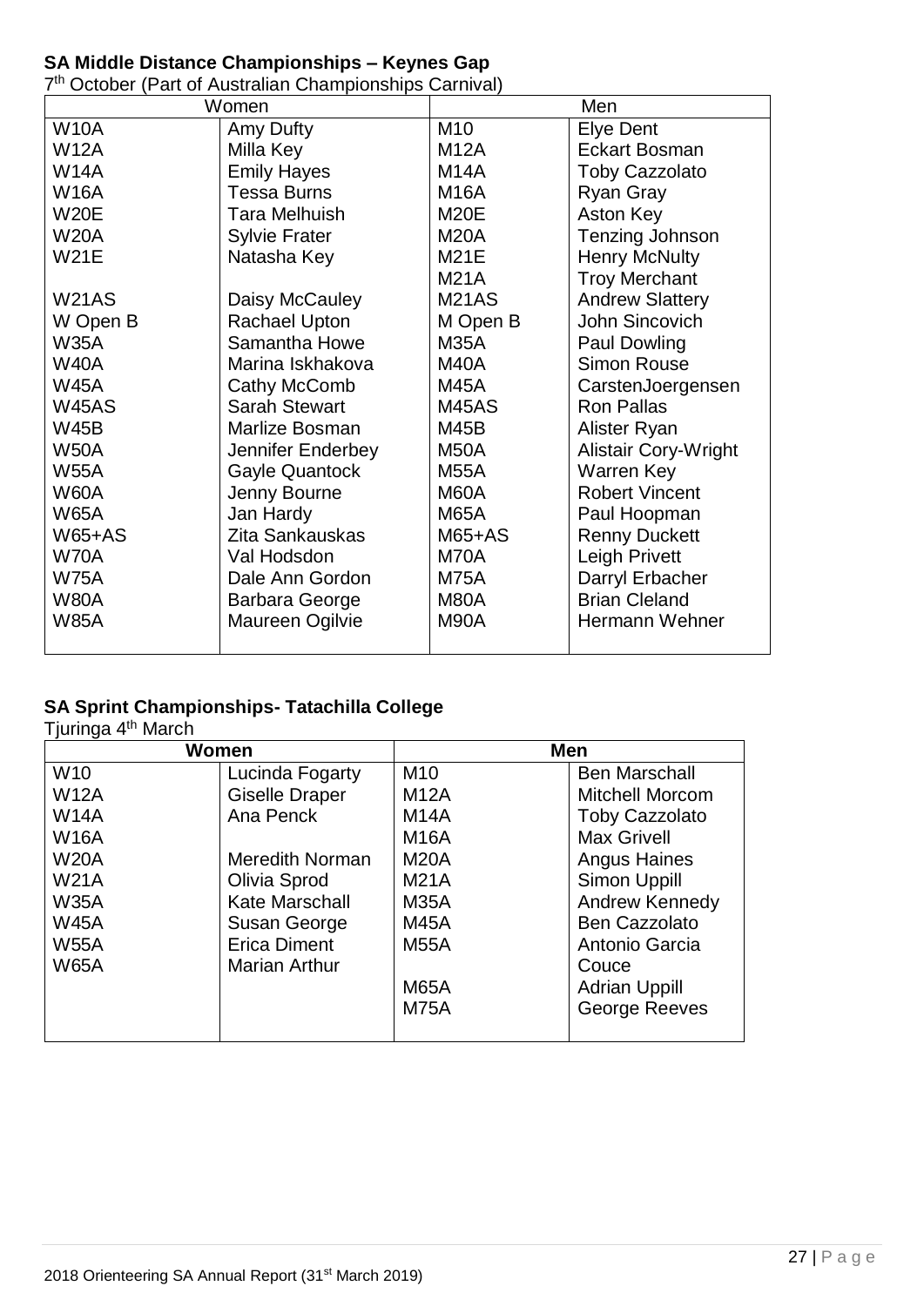### SA Middle Distance Championships – Keynes Gap

7th October (Part of Australian Championships Carnival)

| Women | | Men | |
|---|---|---|---|
| W10A | Amy Dufty | M10 | Elye Dent |
| W12A | Milla Key | M12A | Eckart Bosman |
| W14A | Emily Hayes | M14A | Toby Cazzolato |
| W16A | Tessa Burns | M16A | Ryan Gray |
| W20E | Tara Melhuish | M20E | Aston Key |
| W20A | Sylvie Frater | M20A | Tenzing Johnson |
| W21E | Natasha Key | M21E | Henry McNulty |
| | | M21A | Troy Merchant |
| W21AS | Daisy McCauley | M21AS | Andrew Slattery |
| W Open B | Rachael Upton | M Open B | John Sincovich |
| W35A | Samantha Howe | M35A | Paul Dowling |
| W40A | Marina Iskhakova | M40A | Simon Rouse |
| W45A | Cathy McComb | M45A | CarstenJoergensen |
| W45AS | Sarah Stewart | M45AS | Ron Pallas |
| W45B | Marlize Bosman | M45B | Alister Ryan |
| W50A | Jennifer Enderbey | M50A | Alistair Cory-Wright |
| W55A | Gayle Quantock | M55A | Warren Key |
| W60A | Jenny Bourne | M60A | Robert Vincent |
| W65A | Jan Hardy | M65A | Paul Hoopman |
| W65+AS | Zita Sankauskas | M65+AS | Renny Duckett |
| W70A | Val Hodsdon | M70A | Leigh Privett |
| W75A | Dale Ann Gordon | M75A | Darryl Erbacher |
| W80A | Barbara George | M80A | Brian Cleland |
| W85A | Maureen Ogilvie | M90A | Hermann Wehner |

### SA Sprint Championships- Tatachilla College

Tjuringa 4th March

| **Women** | | **Men** | |
|---|---|---|---|
| W10 | Lucinda Fogarty | M10 | Ben Marschall |
| W12A | Giselle Draper | M12A | Mitchell Morcom |
| W14A | Ana Penck | M14A | Toby Cazzolato |
| W16A | | M16A | Max Grivell |
| W20A | Meredith Norman | M20A | Angus Haines |
| W21A | Olivia Sprod | M21A | Simon Uppill |
| W35A | Kate Marschall | M35A | Andrew Kennedy |
| W45A | Susan George | M45A | Ben Cazzolato |
| W55A | Erica Diment | M55A | Antonio Garcia Couce |
| W65A | Marian Arthur | | |
| | | M65A | Adrian Uppill |
| | | M75A | George Reeves |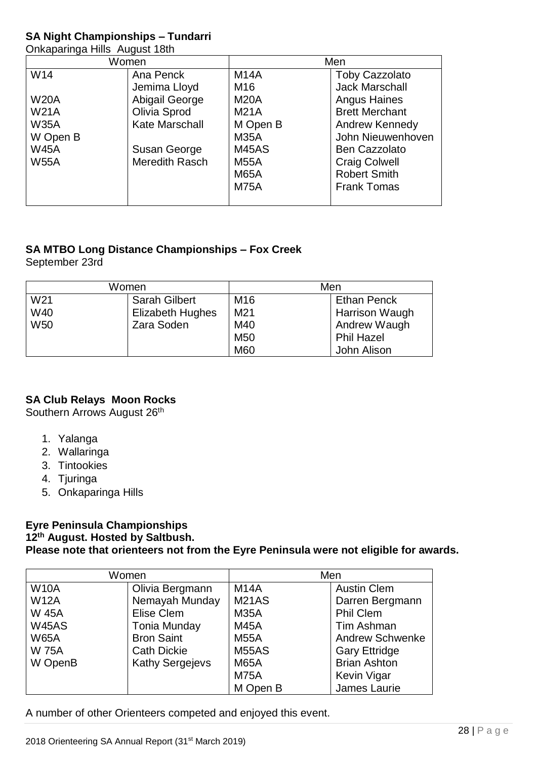**SA Night Championships – Tundarri**

Onkaparinga Hills August 18th

| Women | | Men | |
|---|---|---|---|
| W14 | Ana Penck | M14A | Toby Cazzolato |
| | Jemima Lloyd | M16 | Jack Marschall |
| W20A | Abigail George | M20A | Angus Haines |
| W21A | Olivia Sprod | M21A | Brett Merchant |
| W35A | Kate Marschall | M Open B | Andrew Kennedy |
| W Open B | | M35A | John Nieuwenhoven |
| W45A | Susan George | M45AS | Ben Cazzolato |
| W55A | Meredith Rasch | M55A | Craig Colwell |
| | | M65A | Robert Smith |
| | | M75A | Frank Tomas |

**SA MTBO Long Distance Championships – Fox Creek**

September 23rd

| Women | | Men | |
|---|---|---|---|
| W21 | Sarah Gilbert | M16 | Ethan Penck |
| W40 | Elizabeth Hughes | M21 | Harrison Waugh |
| W50 | Zara Soden | M40 | Andrew Waugh |
| | | M50 | Phil Hazel |
| | | M60 | John Alison |

**SA Club Relays Moon Rocks**

Southern Arrows August 26th

1. Yalanga
2. Wallaringa
3. Tintookies
4. Tjuringa
5. Onkaparinga Hills

**Eyre Peninsula Championships**
**12th August. Hosted by Saltbush.**
**Please note that orienteers not from the Eyre Peninsula were not eligible for awards.**

| Women | | Men | |
|---|---|---|---|
| W10A | Olivia Bergmann | M14A | Austin Clem |
| W12A | Nemayah Munday | M21AS | Darren Bergmann |
| W 45A | Elise Clem | M35A | Phil Clem |
| W45AS | Tonia Munday | M45A | Tim Ashman |
| W65A | Bron Saint | M55A | Andrew Schwenke |
| W 75A | Cath Dickie | M55AS | Gary Ettridge |
| W OpenB | Kathy Sergejevs | M65A | Brian Ashton |
| | | M75A | Kevin Vigar |
| | | M Open B | James Laurie |

A number of other Orienteers competed and enjoyed this event.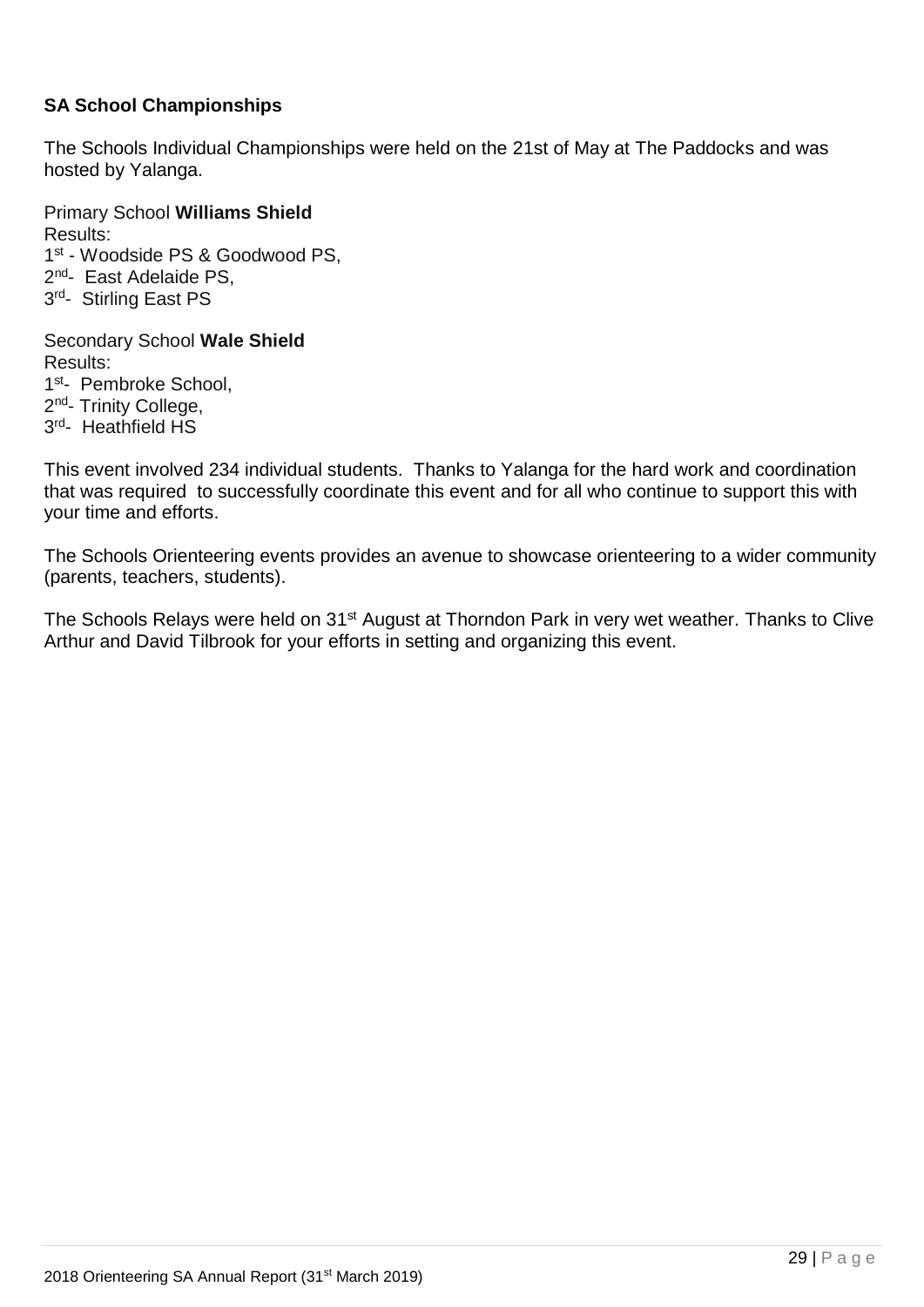**SA School Championships**

The Schools Individual Championships were held on the 21st of May at The Paddocks and was hosted by Yalanga.

Primary School **Williams Shield**
Results:
1st - Woodside PS & Goodwood PS,
2nd- East Adelaide PS,
3rd- Stirling East PS

Secondary School **Wale Shield**
Results:
1st- Pembroke School,
2nd- Trinity College,
3rd- Heathfield HS

This event involved 234 individual students. Thanks to Yalanga for the hard work and coordination that was required to successfully coordinate this event and for all who continue to support this with your time and efforts.

The Schools Orienteering events provides an avenue to showcase orienteering to a wider community (parents, teachers, students).

The Schools Relays were held on 31st August at Thorndon Park in very wet weather. Thanks to Clive Arthur and David Tilbrook for your efforts in setting and organizing this event.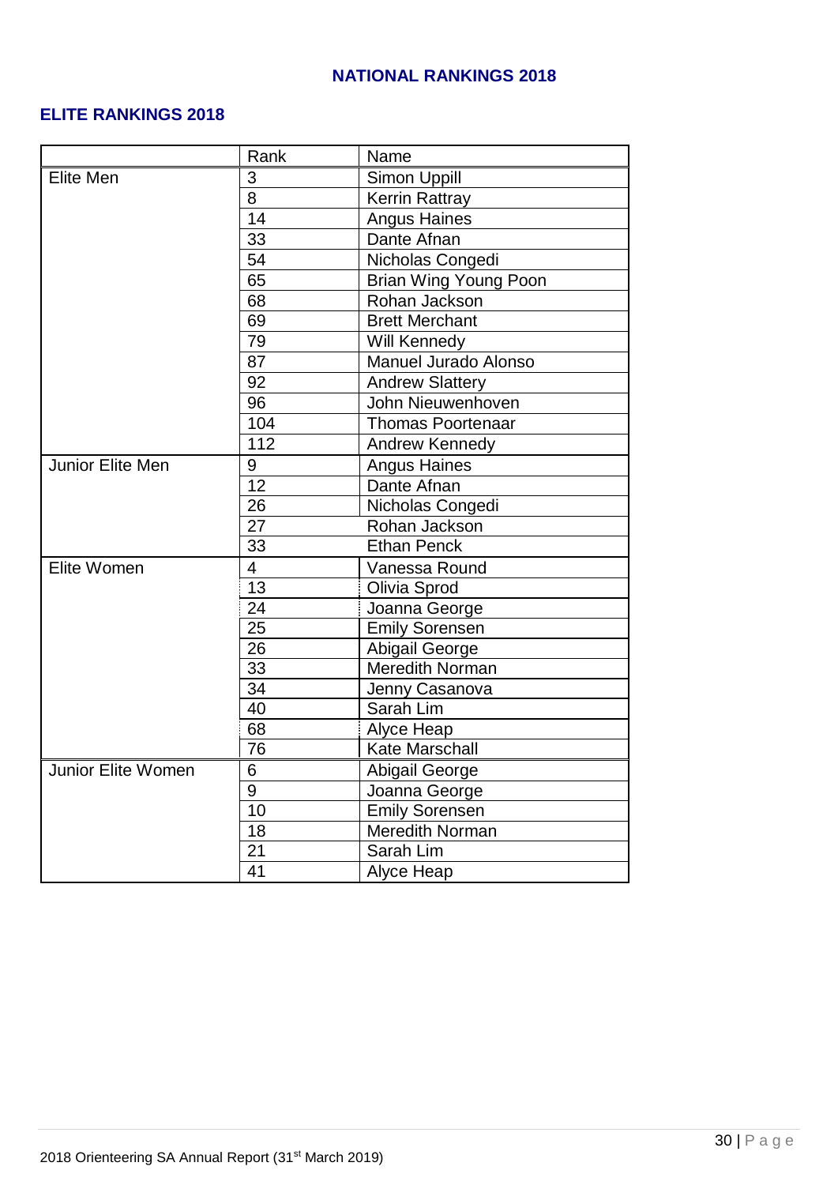## NATIONAL RANKINGS 2018

### ELITE RANKINGS 2018

| | Rank | Name |
|---|---|---|
| Elite Men | 3 | Simon Uppill |
| | 8 | Kerrin Rattray |
| | 14 | Angus Haines |
| | 33 | Dante Afnan |
| | 54 | Nicholas Congedi |
| | 65 | Brian Wing Young Poon |
| | 68 | Rohan Jackson |
| | 69 | Brett Merchant |
| | 79 | Will Kennedy |
| | 87 | Manuel Jurado Alonso |
| | 92 | Andrew Slattery |
| | 96 | John Nieuwenhoven |
| | 104 | Thomas Poortenaar |
| | 112 | Andrew Kennedy |
| Junior Elite Men | 9 | Angus Haines |
| | 12 | Dante Afnan |
| | 26 | Nicholas Congedi |
| | 27 | Rohan Jackson |
| | 33 | Ethan Penck |
| Elite Women | 4 | Vanessa Round |
| | 13 | Olivia Sprod |
| | 24 | Joanna George |
| | 25 | Emily Sorensen |
| | 26 | Abigail George |
| | 33 | Meredith Norman |
| | 34 | Jenny Casanova |
| | 40 | Sarah Lim |
| | 68 | Alyce Heap |
| | 76 | Kate Marschall |
| Junior Elite Women | 6 | Abigail George |
| | 9 | Joanna George |
| | 10 | Emily Sorensen |
| | 18 | Meredith Norman |
| | 21 | Sarah Lim |
| | 41 | Alyce Heap |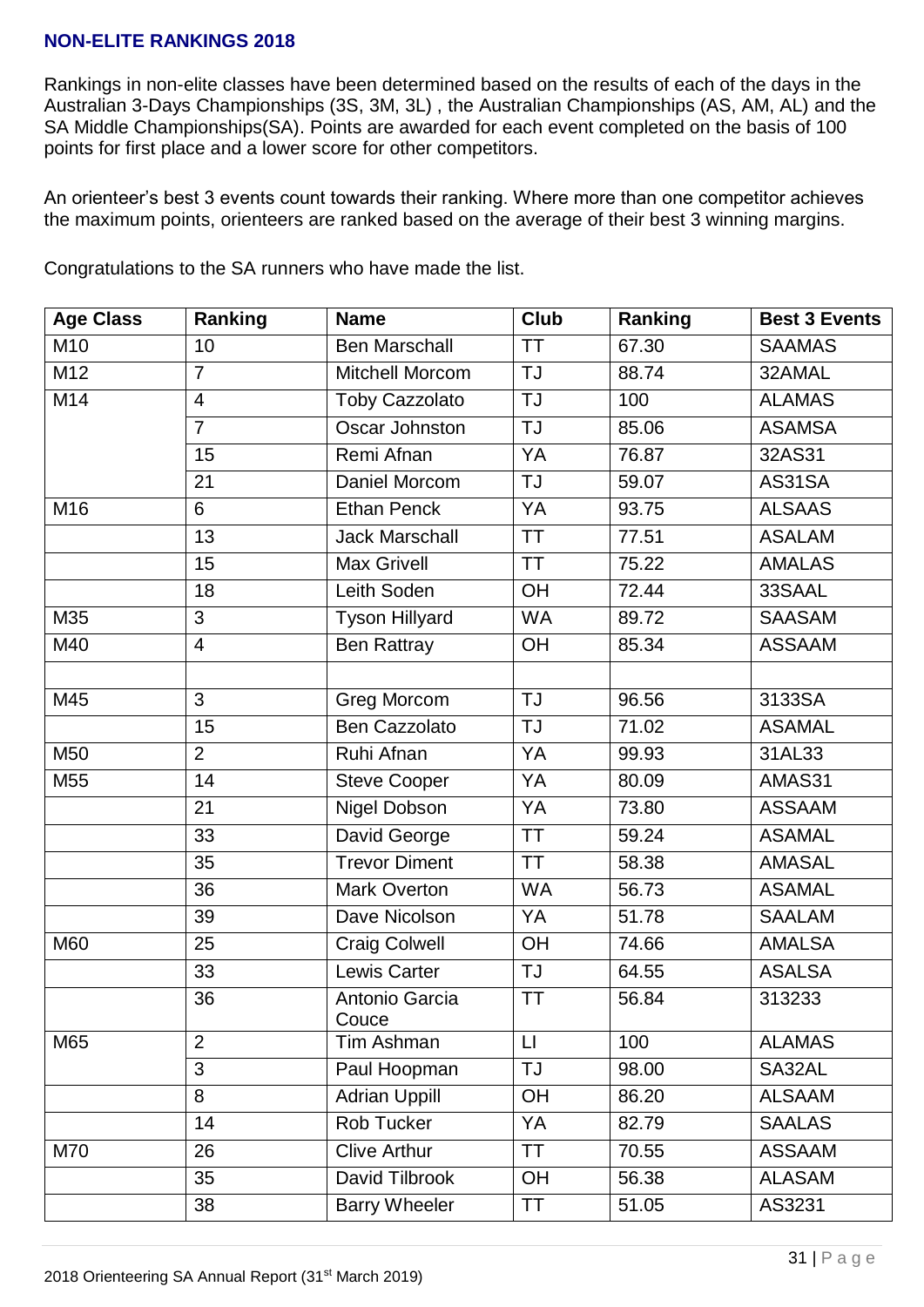## NON-ELITE RANKINGS 2018

Rankings in non-elite classes have been determined based on the results of each of the days in the Australian 3-Days Championships (3S, 3M, 3L) , the Australian Championships (AS, AM, AL) and the SA Middle Championships(SA). Points are awarded for each event completed on the basis of 100 points for first place and a lower score for other competitors.

An orienteer's best 3 events count towards their ranking. Where more than one competitor achieves the maximum points, orienteers are ranked based on the average of their best 3 winning margins.

Congratulations to the SA runners who have made the list.

| Age Class | Ranking | Name | Club | Ranking | Best 3 Events |
|---|---|---|---|---|---|
| M10 | 10 | Ben Marschall | TT | 67.30 | SAAMAS |
| M12 | 7 | Mitchell Morcom | TJ | 88.74 | 32AMAL |
| M14 | 4 | Toby Cazzolato | TJ | 100 | ALAMAS |
| | 7 | Oscar Johnston | TJ | 85.06 | ASAMSA |
| | 15 | Remi Afnan | YA | 76.87 | 32AS31 |
| | 21 | Daniel Morcom | TJ | 59.07 | AS31SA |
| M16 | 6 | Ethan Penck | YA | 93.75 | ALSAAS |
| | 13 | Jack Marschall | TT | 77.51 | ASALAM |
| | 15 | Max Grivell | TT | 75.22 | AMALAS |
| | 18 | Leith Soden | OH | 72.44 | 33SAAL |
| M35 | 3 | Tyson Hillyard | WA | 89.72 | SAASAM |
| M40 | 4 | Ben Rattray | OH | 85.34 | ASSAAM |
| | | | | | |
| M45 | 3 | Greg Morcom | TJ | 96.56 | 3133SA |
| | 15 | Ben Cazzolato | TJ | 71.02 | ASAMAL |
| M50 | 2 | Ruhi Afnan | YA | 99.93 | 31AL33 |
| M55 | 14 | Steve Cooper | YA | 80.09 | AMAS31 |
| | 21 | Nigel Dobson | YA | 73.80 | ASSAAM |
| | 33 | David George | TT | 59.24 | ASAMAL |
| | 35 | Trevor Diment | TT | 58.38 | AMASAL |
| | 36 | Mark Overton | WA | 56.73 | ASAMAL |
| | 39 | Dave Nicolson | YA | 51.78 | SAALAM |
| M60 | 25 | Craig Colwell | OH | 74.66 | AMALSA |
| | 33 | Lewis Carter | TJ | 64.55 | ASALSA |
| | 36 | Antonio Garcia Couce | TT | 56.84 | 313233 |
| M65 | 2 | Tim Ashman | LI | 100 | ALAMAS |
| | 3 | Paul Hoopman | TJ | 98.00 | SA32AL |
| | 8 | Adrian Uppill | OH | 86.20 | ALSAAM |
| | 14 | Rob Tucker | YA | 82.79 | SAALAS |
| M70 | 26 | Clive Arthur | TT | 70.55 | ASSAAM |
| | 35 | David Tilbrook | OH | 56.38 | ALASAM |
| | 38 | Barry Wheeler | TT | 51.05 | AS3231 |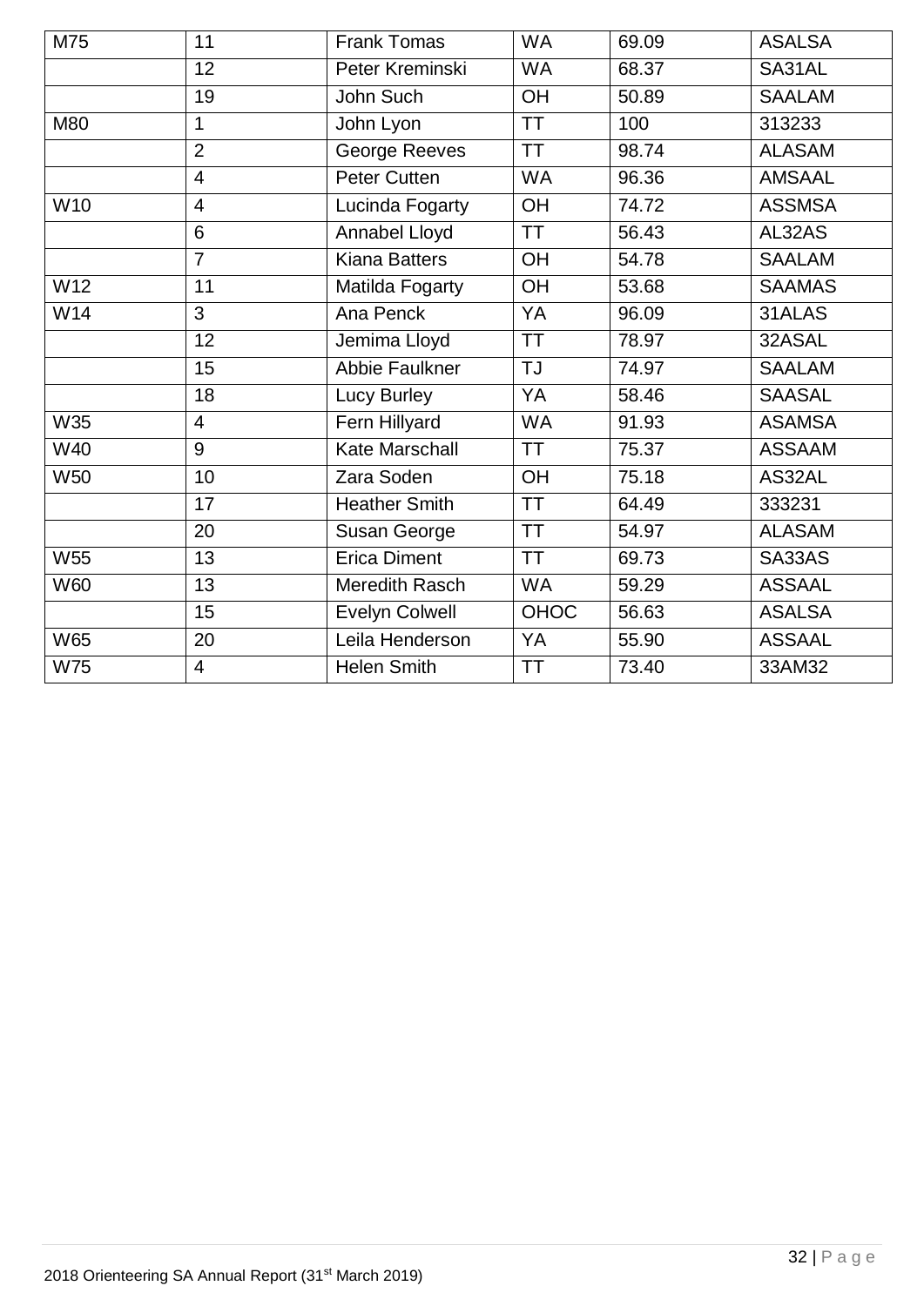| | | | | | |
|---|---|---|---|---|---|
| M75 | 11 | Frank Tomas | WA | 69.09 | ASALSA |
| | 12 | Peter Kreminski | WA | 68.37 | SA31AL |
| | 19 | John Such | OH | 50.89 | SAALAM |
| M80 | 1 | John Lyon | TT | 100 | 313233 |
| | 2 | George Reeves | TT | 98.74 | ALASAM |
| | 4 | Peter Cutten | WA | 96.36 | AMSAAL |
| W10 | 4 | Lucinda Fogarty | OH | 74.72 | ASSMSA |
| | 6 | Annabel Lloyd | TT | 56.43 | AL32AS |
| | 7 | Kiana Batters | OH | 54.78 | SAALAM |
| W12 | 11 | Matilda Fogarty | OH | 53.68 | SAAMAS |
| W14 | 3 | Ana Penck | YA | 96.09 | 31ALAS |
| | 12 | Jemima Lloyd | TT | 78.97 | 32ASAL |
| | 15 | Abbie Faulkner | TJ | 74.97 | SAALAM |
| | 18 | Lucy Burley | YA | 58.46 | SAASAL |
| W35 | 4 | Fern Hillyard | WA | 91.93 | ASAMSA |
| W40 | 9 | Kate Marschall | TT | 75.37 | ASSAAM |
| W50 | 10 | Zara Soden | OH | 75.18 | AS32AL |
| | 17 | Heather Smith | TT | 64.49 | 333231 |
| | 20 | Susan George | TT | 54.97 | ALASAM |
| W55 | 13 | Erica Diment | TT | 69.73 | SA33AS |
| W60 | 13 | Meredith Rasch | WA | 59.29 | ASSAAL |
| | 15 | Evelyn Colwell | OHOC | 56.63 | ASALSA |
| W65 | 20 | Leila Henderson | YA | 55.90 | ASSAAL |
| W75 | 4 | Helen Smith | TT | 73.40 | 33AM32 |